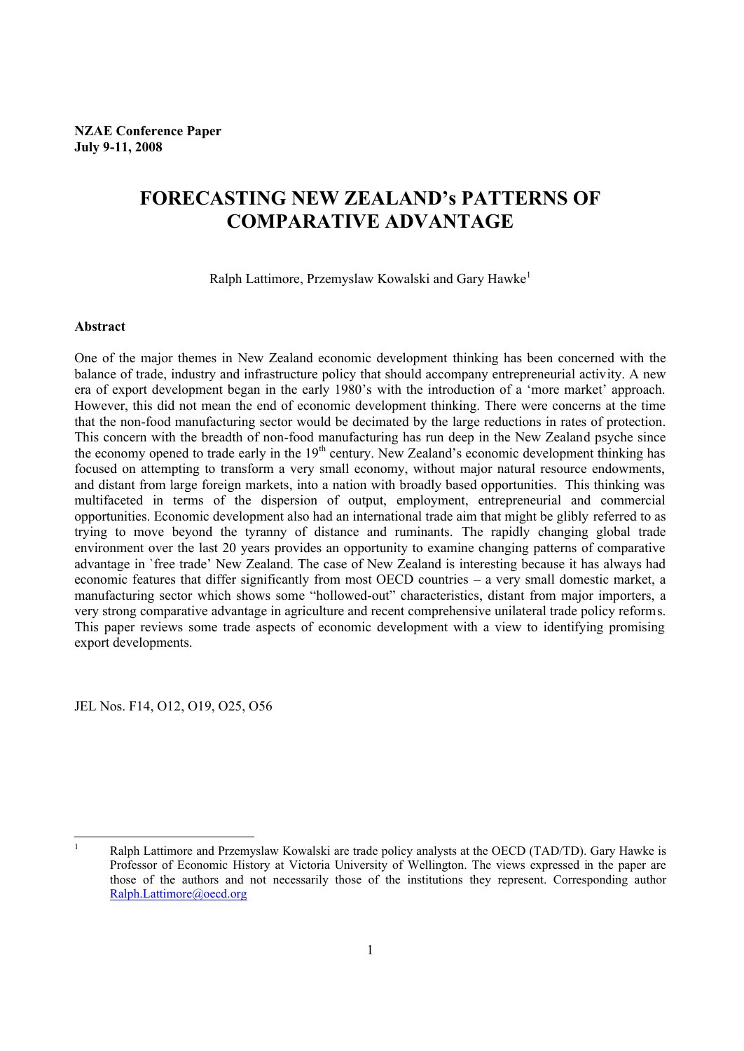**NZAE Conference Paper**
**July 9-11, 2008**

# FORECASTING NEW ZEALAND's PATTERNS OF COMPARATIVE ADVANTAGE

Ralph Lattimore, Przemyslaw Kowalski and Gary Hawke[1]

### Abstract

One of the major themes in New Zealand economic development thinking has been concerned with the balance of trade, industry and infrastructure policy that should accompany entrepreneurial activity. A new era of export development began in the early 1980's with the introduction of a 'more market' approach. However, this did not mean the end of economic development thinking. There were concerns at the time that the non-food manufacturing sector would be decimated by the large reductions in rates of protection. This concern with the breadth of non-food manufacturing has run deep in the New Zealand psyche since the economy opened to trade early in the 19th century. New Zealand's economic development thinking has focused on attempting to transform a very small economy, without major natural resource endowments, and distant from large foreign markets, into a nation with broadly based opportunities. This thinking was multifaceted in terms of the dispersion of output, employment, entrepreneurial and commercial opportunities. Economic development also had an international trade aim that might be glibly referred to as trying to move beyond the tyranny of distance and ruminants. The rapidly changing global trade environment over the last 20 years provides an opportunity to examine changing patterns of comparative advantage in `free trade' New Zealand. The case of New Zealand is interesting because it has always had economic features that differ significantly from most OECD countries – a very small domestic market, a manufacturing sector which shows some "hollowed-out" characteristics, distant from major importers, a very strong comparative advantage in agriculture and recent comprehensive unilateral trade policy reforms. This paper reviews some trade aspects of economic development with a view to identifying promising export developments.

JEL Nos. F14, O12, O19, O25, O56

---

[1] Ralph Lattimore and Przemyslaw Kowalski are trade policy analysts at the OECD (TAD/TD). Gary Hawke is Professor of Economic History at Victoria University of Wellington. The views expressed in the paper are those of the authors and not necessarily those of the institutions they represent. Corresponding author Ralph.Lattimore@oecd.org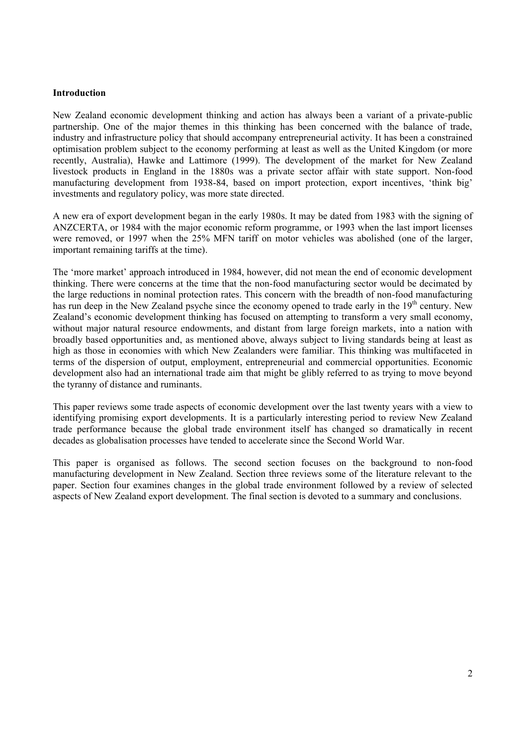**Introduction**

New Zealand economic development thinking and action has always been a variant of a private-public partnership. One of the major themes in this thinking has been concerned with the balance of trade, industry and infrastructure policy that should accompany entrepreneurial activity. It has been a constrained optimisation problem subject to the economy performing at least as well as the United Kingdom (or more recently, Australia), Hawke and Lattimore (1999). The development of the market for New Zealand livestock products in England in the 1880s was a private sector affair with state support. Non-food manufacturing development from 1938-84, based on import protection, export incentives, 'think big' investments and regulatory policy, was more state directed.

A new era of export development began in the early 1980s. It may be dated from 1983 with the signing of ANZCERTA, or 1984 with the major economic reform programme, or 1993 when the last import licenses were removed, or 1997 when the 25% MFN tariff on motor vehicles was abolished (one of the larger, important remaining tariffs at the time).

The 'more market' approach introduced in 1984, however, did not mean the end of economic development thinking. There were concerns at the time that the non-food manufacturing sector would be decimated by the large reductions in nominal protection rates. This concern with the breadth of non-food manufacturing has run deep in the New Zealand psyche since the economy opened to trade early in the 19th century. New Zealand's economic development thinking has focused on attempting to transform a very small economy, without major natural resource endowments, and distant from large foreign markets, into a nation with broadly based opportunities and, as mentioned above, always subject to living standards being at least as high as those in economies with which New Zealanders were familiar. This thinking was multifaceted in terms of the dispersion of output, employment, entrepreneurial and commercial opportunities. Economic development also had an international trade aim that might be glibly referred to as trying to move beyond the tyranny of distance and ruminants.

This paper reviews some trade aspects of economic development over the last twenty years with a view to identifying promising export developments. It is a particularly interesting period to review New Zealand trade performance because the global trade environment itself has changed so dramatically in recent decades as globalisation processes have tended to accelerate since the Second World War.

This paper is organised as follows. The second section focuses on the background to non-food manufacturing development in New Zealand. Section three reviews some of the literature relevant to the paper. Section four examines changes in the global trade environment followed by a review of selected aspects of New Zealand export development. The final section is devoted to a summary and conclusions.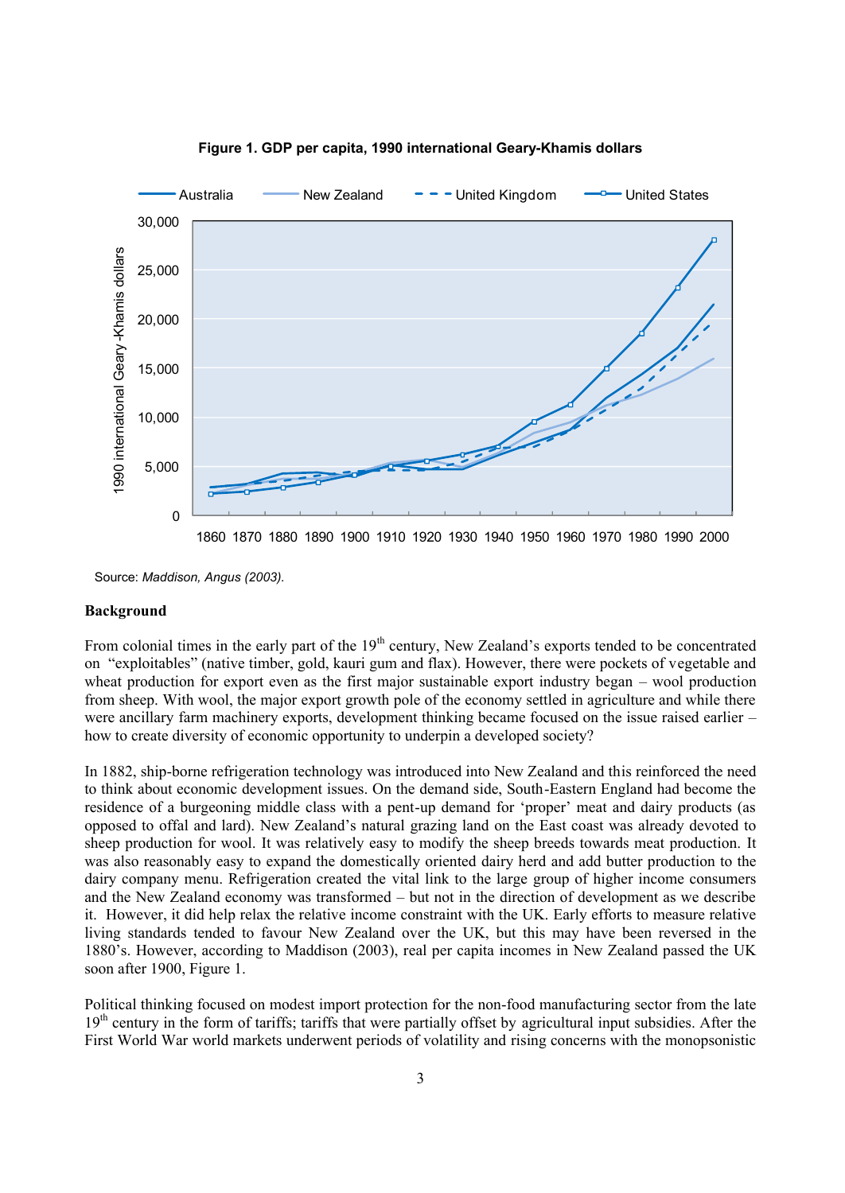**Figure 1. GDP per capita, 1990 international Geary-Khamis dollars**

Source: *Maddison, Angus (2003).*

## Background

From colonial times in the early part of the 19th century, New Zealand's exports tended to be concentrated on "exploitables" (native timber, gold, kauri gum and flax). However, there were pockets of vegetable and wheat production for export even as the first major sustainable export industry began – wool production from sheep. With wool, the major export growth pole of the economy settled in agriculture and while there were ancillary farm machinery exports, development thinking became focused on the issue raised earlier – how to create diversity of economic opportunity to underpin a developed society?

In 1882, ship-borne refrigeration technology was introduced into New Zealand and this reinforced the need to think about economic development issues. On the demand side, South-Eastern England had become the residence of a burgeoning middle class with a pent-up demand for 'proper' meat and dairy products (as opposed to offal and lard). New Zealand's natural grazing land on the East coast was already devoted to sheep production for wool. It was relatively easy to modify the sheep breeds towards meat production. It was also reasonably easy to expand the domestically oriented dairy herd and add butter production to the dairy company menu. Refrigeration created the vital link to the large group of higher income consumers and the New Zealand economy was transformed – but not in the direction of development as we describe it. However, it did help relax the relative income constraint with the UK. Early efforts to measure relative living standards tended to favour New Zealand over the UK, but this may have been reversed in the 1880's. However, according to Maddison (2003), real per capita incomes in New Zealand passed the UK soon after 1900, Figure 1.

Political thinking focused on modest import protection for the non-food manufacturing sector from the late 19th century in the form of tariffs; tariffs that were partially offset by agricultural input subsidies. After the First World War world markets underwent periods of volatility and rising concerns with the monopsonistic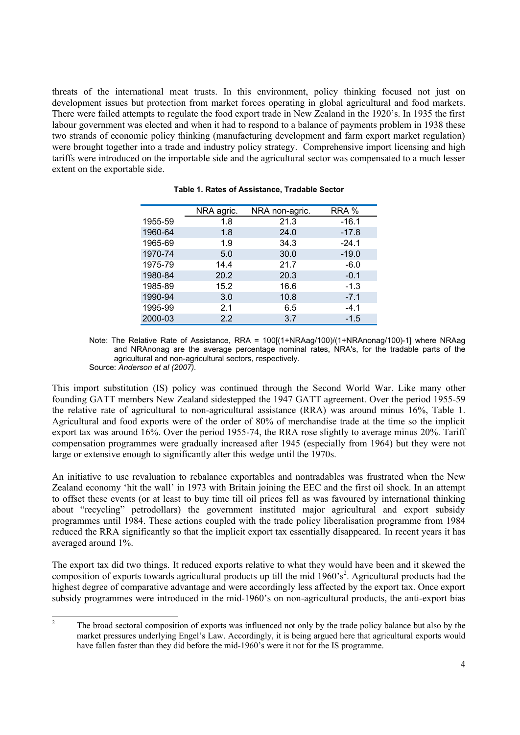threats of the international meat trusts. In this environment, policy thinking focused not just on development issues but protection from market forces operating in global agricultural and food markets. There were failed attempts to regulate the food export trade in New Zealand in the 1920's. In 1935 the first labour government was elected and when it had to respond to a balance of payments problem in 1938 these two strands of economic policy thinking (manufacturing development and farm export market regulation) were brought together into a trade and industry policy strategy. Comprehensive import licensing and high tariffs were introduced on the importable side and the agricultural sector was compensated to a much lesser extent on the exportable side.

**Table 1. Rates of Assistance, Tradable Sector**

| | NRA agric. | NRA non-agric. | RRA % |
|---|---|---|---|
| 1955-59 | 1.8 | 21.3 | -16.1 |
| 1960-64 | 1.8 | 24.0 | -17.8 |
| 1965-69 | 1.9 | 34.3 | -24.1 |
| 1970-74 | 5.0 | 30.0 | -19.0 |
| 1975-79 | 14.4 | 21.7 | -6.0 |
| 1980-84 | 20.2 | 20.3 | -0.1 |
| 1985-89 | 15.2 | 16.6 | -1.3 |
| 1990-94 | 3.0 | 10.8 | -7.1 |
| 1995-99 | 2.1 | 6.5 | -4.1 |
| 2000-03 | 2.2 | 3.7 | -1.5 |

Note: The Relative Rate of Assistance, RRA = 100[(1+NRAag/100)/(1+NRAnonag/100)-1] where NRAag and NRAnonag are the average percentage nominal rates, NRA's, for the tradable parts of the agricultural and non-agricultural sectors, respectively.
Source: *Anderson et al (2007).*

This import substitution (IS) policy was continued through the Second World War. Like many other founding GATT members New Zealand sidestepped the 1947 GATT agreement. Over the period 1955-59 the relative rate of agricultural to non-agricultural assistance (RRA) was around minus 16%, Table 1. Agricultural and food exports were of the order of 80% of merchandise trade at the time so the implicit export tax was around 16%. Over the period 1955-74, the RRA rose slightly to average minus 20%. Tariff compensation programmes were gradually increased after 1945 (especially from 1964) but they were not large or extensive enough to significantly alter this wedge until the 1970s.

An initiative to use revaluation to rebalance exportables and nontradables was frustrated when the New Zealand economy 'hit the wall' in 1973 with Britain joining the EEC and the first oil shock. In an attempt to offset these events (or at least to buy time till oil prices fell as was favoured by international thinking about "recycling" petrodollars) the government instituted major agricultural and export subsidy programmes until 1984. These actions coupled with the trade policy liberalisation programme from 1984 reduced the RRA significantly so that the implicit export tax essentially disappeared. In recent years it has averaged around 1%.

The export tax did two things. It reduced exports relative to what they would have been and it skewed the composition of exports towards agricultural products up till the mid 1960's[2]. Agricultural products had the highest degree of comparative advantage and were accordingly less affected by the export tax. Once export subsidy programmes were introduced in the mid-1960's on non-agricultural products, the anti-export bias

[2] The broad sectoral composition of exports was influenced not only by the trade policy balance but also by the market pressures underlying Engel's Law. Accordingly, it is being argued here that agricultural exports would have fallen faster than they did before the mid-1960's were it not for the IS programme.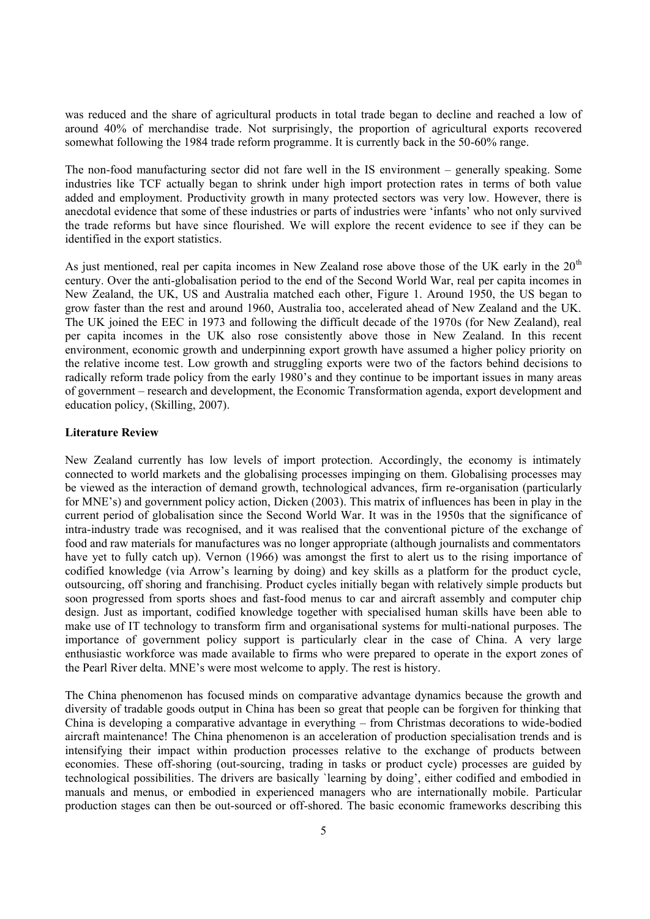was reduced and the share of agricultural products in total trade began to decline and reached a low of around 40% of merchandise trade. Not surprisingly, the proportion of agricultural exports recovered somewhat following the 1984 trade reform programme. It is currently back in the 50-60% range.

The non-food manufacturing sector did not fare well in the IS environment – generally speaking. Some industries like TCF actually began to shrink under high import protection rates in terms of both value added and employment. Productivity growth in many protected sectors was very low. However, there is anecdotal evidence that some of these industries or parts of industries were 'infants' who not only survived the trade reforms but have since flourished. We will explore the recent evidence to see if they can be identified in the export statistics.

As just mentioned, real per capita incomes in New Zealand rose above those of the UK early in the 20th century. Over the anti-globalisation period to the end of the Second World War, real per capita incomes in New Zealand, the UK, US and Australia matched each other, Figure 1. Around 1950, the US began to grow faster than the rest and around 1960, Australia too, accelerated ahead of New Zealand and the UK. The UK joined the EEC in 1973 and following the difficult decade of the 1970s (for New Zealand), real per capita incomes in the UK also rose consistently above those in New Zealand. In this recent environment, economic growth and underpinning export growth have assumed a higher policy priority on the relative income test. Low growth and struggling exports were two of the factors behind decisions to radically reform trade policy from the early 1980's and they continue to be important issues in many areas of government – research and development, the Economic Transformation agenda, export development and education policy, (Skilling, 2007).

**Literature Review**

New Zealand currently has low levels of import protection. Accordingly, the economy is intimately connected to world markets and the globalising processes impinging on them. Globalising processes may be viewed as the interaction of demand growth, technological advances, firm re-organisation (particularly for MNE's) and government policy action, Dicken (2003). This matrix of influences has been in play in the current period of globalisation since the Second World War. It was in the 1950s that the significance of intra-industry trade was recognised, and it was realised that the conventional picture of the exchange of food and raw materials for manufactures was no longer appropriate (although journalists and commentators have yet to fully catch up). Vernon (1966) was amongst the first to alert us to the rising importance of codified knowledge (via Arrow's learning by doing) and key skills as a platform for the product cycle, outsourcing, off shoring and franchising. Product cycles initially began with relatively simple products but soon progressed from sports shoes and fast-food menus to car and aircraft assembly and computer chip design. Just as important, codified knowledge together with specialised human skills have been able to make use of IT technology to transform firm and organisational systems for multi-national purposes. The importance of government policy support is particularly clear in the case of China. A very large enthusiastic workforce was made available to firms who were prepared to operate in the export zones of the Pearl River delta. MNE's were most welcome to apply. The rest is history.

The China phenomenon has focused minds on comparative advantage dynamics because the growth and diversity of tradable goods output in China has been so great that people can be forgiven for thinking that China is developing a comparative advantage in everything – from Christmas decorations to wide-bodied aircraft maintenance! The China phenomenon is an acceleration of production specialisation trends and is intensifying their impact within production processes relative to the exchange of products between economies. These off-shoring (out-sourcing, trading in tasks or product cycle) processes are guided by technological possibilities. The drivers are basically `learning by doing', either codified and embodied in manuals and menus, or embodied in experienced managers who are internationally mobile. Particular production stages can then be out-sourced or off-shored. The basic economic frameworks describing this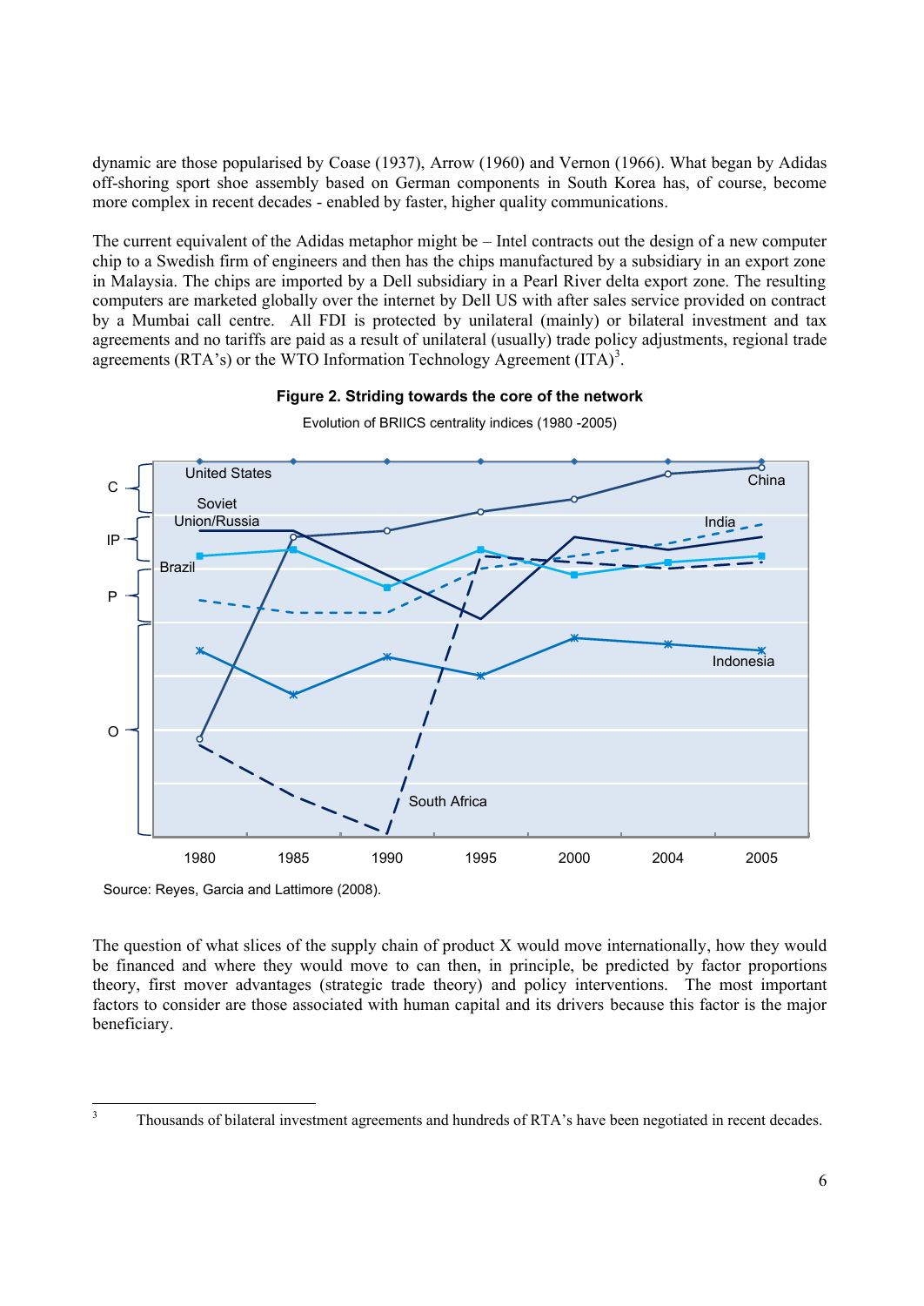dynamic are those popularised by Coase (1937), Arrow (1960) and Vernon (1966). What began by Adidas off-shoring sport shoe assembly based on German components in South Korea has, of course, become more complex in recent decades - enabled by faster, higher quality communications.

The current equivalent of the Adidas metaphor might be – Intel contracts out the design of a new computer chip to a Swedish firm of engineers and then has the chips manufactured by a subsidiary in an export zone in Malaysia. The chips are imported by a Dell subsidiary in a Pearl River delta export zone. The resulting computers are marketed globally over the internet by Dell US with after sales service provided on contract by a Mumbai call centre. All FDI is protected by unilateral (mainly) or bilateral investment and tax agreements and no tariffs are paid as a result of unilateral (usually) trade policy adjustments, regional trade agreements (RTA's) or the WTO Information Technology Agreement (ITA)[3].

**Figure 2. Striding towards the core of the network**

Evolution of BRIICS centrality indices (1980 -2005)

Source: Reyes, Garcia and Lattimore (2008).

The question of what slices of the supply chain of product X would move internationally, how they would be financed and where they would move to can then, in principle, be predicted by factor proportions theory, first mover advantages (strategic trade theory) and policy interventions. The most important factors to consider are those associated with human capital and its drivers because this factor is the major beneficiary.

---

[3] Thousands of bilateral investment agreements and hundreds of RTA's have been negotiated in recent decades.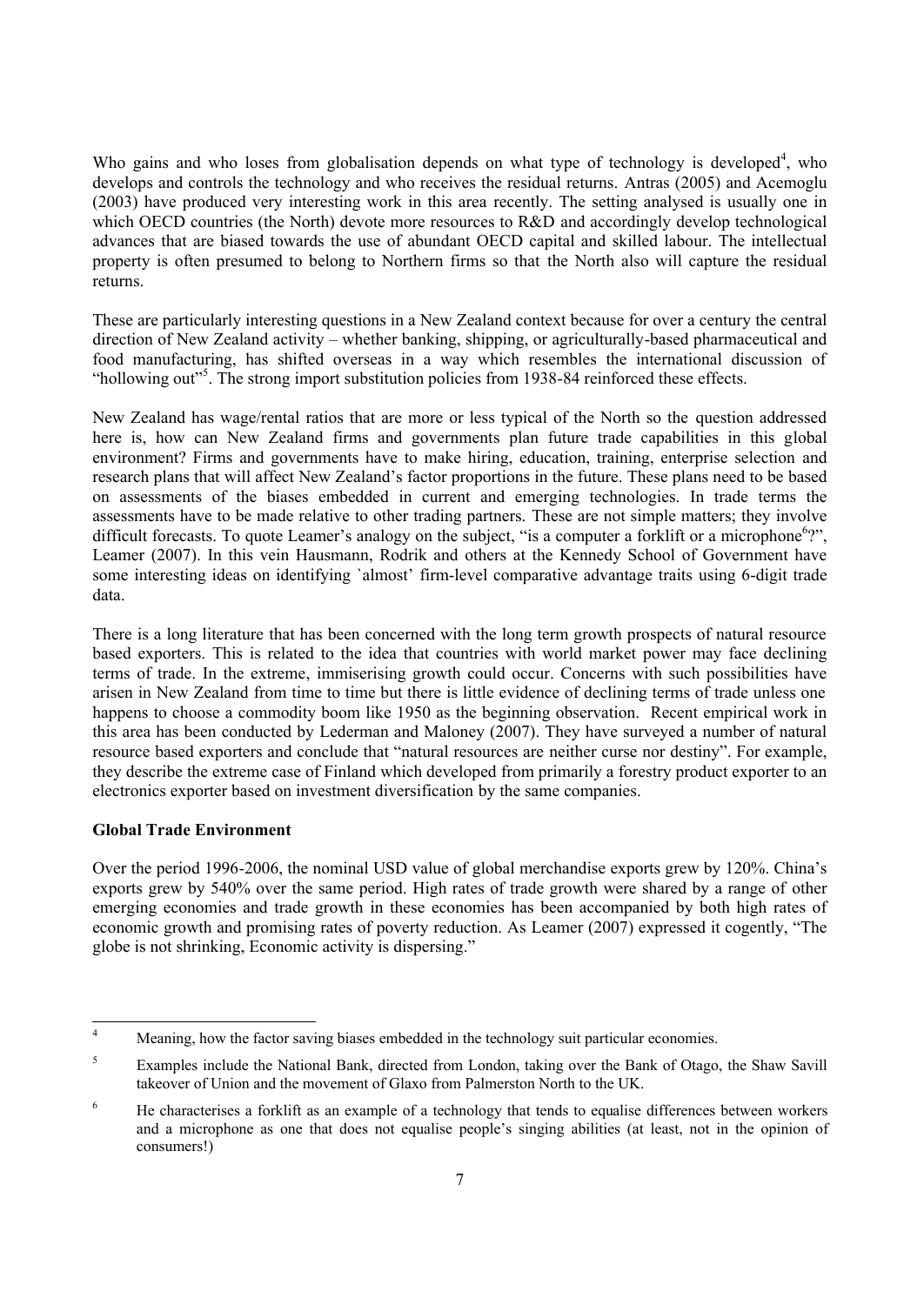Who gains and who loses from globalisation depends on what type of technology is developed[4], who develops and controls the technology and who receives the residual returns. Antras (2005) and Acemoglu (2003) have produced very interesting work in this area recently. The setting analysed is usually one in which OECD countries (the North) devote more resources to R&D and accordingly develop technological advances that are biased towards the use of abundant OECD capital and skilled labour. The intellectual property is often presumed to belong to Northern firms so that the North also will capture the residual returns.

These are particularly interesting questions in a New Zealand context because for over a century the central direction of New Zealand activity – whether banking, shipping, or agriculturally-based pharmaceutical and food manufacturing, has shifted overseas in a way which resembles the international discussion of "hollowing out"[5]. The strong import substitution policies from 1938-84 reinforced these effects.

New Zealand has wage/rental ratios that are more or less typical of the North so the question addressed here is, how can New Zealand firms and governments plan future trade capabilities in this global environment? Firms and governments have to make hiring, education, training, enterprise selection and research plans that will affect New Zealand's factor proportions in the future. These plans need to be based on assessments of the biases embedded in current and emerging technologies. In trade terms the assessments have to be made relative to other trading partners. These are not simple matters; they involve difficult forecasts. To quote Leamer's analogy on the subject, "is a computer a forklift or a microphone[6]?", Leamer (2007). In this vein Hausmann, Rodrik and others at the Kennedy School of Government have some interesting ideas on identifying `almost' firm-level comparative advantage traits using 6-digit trade data.

There is a long literature that has been concerned with the long term growth prospects of natural resource based exporters. This is related to the idea that countries with world market power may face declining terms of trade. In the extreme, immiserising growth could occur. Concerns with such possibilities have arisen in New Zealand from time to time but there is little evidence of declining terms of trade unless one happens to choose a commodity boom like 1950 as the beginning observation. Recent empirical work in this area has been conducted by Lederman and Maloney (2007). They have surveyed a number of natural resource based exporters and conclude that "natural resources are neither curse nor destiny". For example, they describe the extreme case of Finland which developed from primarily a forestry product exporter to an electronics exporter based on investment diversification by the same companies.

**Global Trade Environment**

Over the period 1996-2006, the nominal USD value of global merchandise exports grew by 120%. China's exports grew by 540% over the same period. High rates of trade growth were shared by a range of other emerging economies and trade growth in these economies has been accompanied by both high rates of economic growth and promising rates of poverty reduction. As Leamer (2007) expressed it cogently, "The globe is not shrinking, Economic activity is dispersing."

---

[4] Meaning, how the factor saving biases embedded in the technology suit particular economies.

[5] Examples include the National Bank, directed from London, taking over the Bank of Otago, the Shaw Savill takeover of Union and the movement of Glaxo from Palmerston North to the UK.

[6] He characterises a forklift as an example of a technology that tends to equalise differences between workers and a microphone as one that does not equalise people's singing abilities (at least, not in the opinion of consumers!)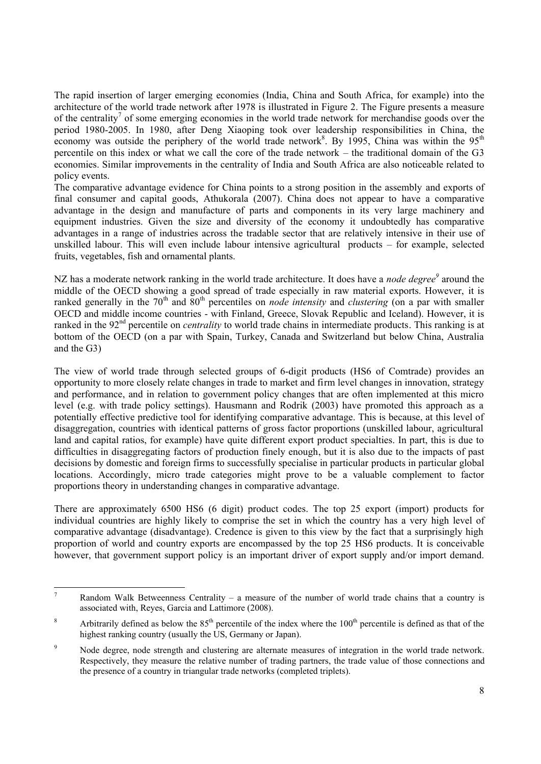The rapid insertion of larger emerging economies (India, China and South Africa, for example) into the architecture of the world trade network after 1978 is illustrated in Figure 2. The Figure presents a measure of the centrality[7] of some emerging economies in the world trade network for merchandise goods over the period 1980-2005. In 1980, after Deng Xiaoping took over leadership responsibilities in China, the economy was outside the periphery of the world trade network[8]. By 1995, China was within the 95th percentile on this index or what we call the core of the trade network – the traditional domain of the G3 economies. Similar improvements in the centrality of India and South Africa are also noticeable related to policy events.

The comparative advantage evidence for China points to a strong position in the assembly and exports of final consumer and capital goods, Athukorala (2007). China does not appear to have a comparative advantage in the design and manufacture of parts and components in its very large machinery and equipment industries. Given the size and diversity of the economy it undoubtedly has comparative advantages in a range of industries across the tradable sector that are relatively intensive in their use of unskilled labour. This will even include labour intensive agricultural products – for example, selected fruits, vegetables, fish and ornamental plants.

NZ has a moderate network ranking in the world trade architecture. It does have a *node degree*[9] around the middle of the OECD showing a good spread of trade especially in raw material exports. However, it is ranked generally in the 70th and 80th percentiles on *node intensity* and *clustering* (on a par with smaller OECD and middle income countries - with Finland, Greece, Slovak Republic and Iceland). However, it is ranked in the 92nd percentile on *centrality* to world trade chains in intermediate products. This ranking is at bottom of the OECD (on a par with Spain, Turkey, Canada and Switzerland but below China, Australia and the G3)

The view of world trade through selected groups of 6-digit products (HS6 of Comtrade) provides an opportunity to more closely relate changes in trade to market and firm level changes in innovation, strategy and performance, and in relation to government policy changes that are often implemented at this micro level (e.g. with trade policy settings). Hausmann and Rodrik (2003) have promoted this approach as a potentially effective predictive tool for identifying comparative advantage. This is because, at this level of disaggregation, countries with identical patterns of gross factor proportions (unskilled labour, agricultural land and capital ratios, for example) have quite different export product specialties. In part, this is due to difficulties in disaggregating factors of production finely enough, but it is also due to the impacts of past decisions by domestic and foreign firms to successfully specialise in particular products in particular global locations. Accordingly, micro trade categories might prove to be a valuable complement to factor proportions theory in understanding changes in comparative advantage.

There are approximately 6500 HS6 (6 digit) product codes. The top 25 export (import) products for individual countries are highly likely to comprise the set in which the country has a very high level of comparative advantage (disadvantage). Credence is given to this view by the fact that a surprisingly high proportion of world and country exports are encompassed by the top 25 HS6 products. It is conceivable however, that government support policy is an important driver of export supply and/or import demand.

---

[7] Random Walk Betweenness Centrality – a measure of the number of world trade chains that a country is associated with, Reyes, Garcia and Lattimore (2008).

[8] Arbitrarily defined as below the 85th percentile of the index where the 100th percentile is defined as that of the highest ranking country (usually the US, Germany or Japan).

[9] Node degree, node strength and clustering are alternate measures of integration in the world trade network. Respectively, they measure the relative number of trading partners, the trade value of those connections and the presence of a country in triangular trade networks (completed triplets).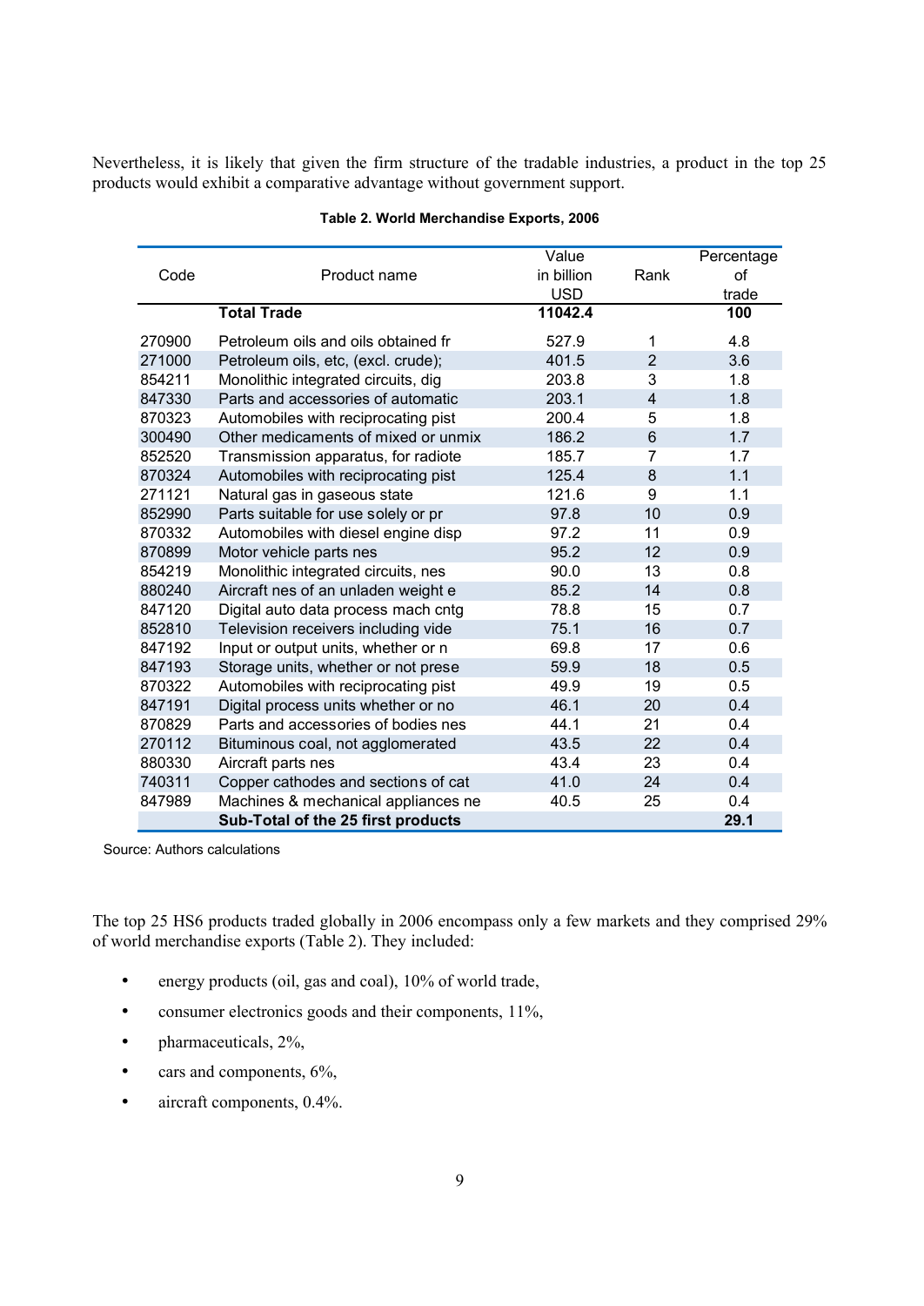Nevertheless, it is likely that given the firm structure of the tradable industries, a product in the top 25 products would exhibit a comparative advantage without government support.

**Table 2. World Merchandise Exports, 2006**

| Code | Product name | Value in billion USD | Rank | Percentage of trade |
|---|---|---|---|---|
| | **Total Trade** | **11042.4** | | **100** |
| 270900 | Petroleum oils and oils obtained fr | 527.9 | 1 | 4.8 |
| 271000 | Petroleum oils, etc, (excl. crude); | 401.5 | 2 | 3.6 |
| 854211 | Monolithic integrated circuits, dig | 203.8 | 3 | 1.8 |
| 847330 | Parts and accessories of automatic | 203.1 | 4 | 1.8 |
| 870323 | Automobiles with reciprocating pist | 200.4 | 5 | 1.8 |
| 300490 | Other medicaments of mixed or unmix | 186.2 | 6 | 1.7 |
| 852520 | Transmission apparatus, for radiote | 185.7 | 7 | 1.7 |
| 870324 | Automobiles with reciprocating pist | 125.4 | 8 | 1.1 |
| 271121 | Natural gas in gaseous state | 121.6 | 9 | 1.1 |
| 852990 | Parts suitable for use solely or pr | 97.8 | 10 | 0.9 |
| 870332 | Automobiles with diesel engine disp | 97.2 | 11 | 0.9 |
| 870899 | Motor vehicle parts nes | 95.2 | 12 | 0.9 |
| 854219 | Monolithic integrated circuits, nes | 90.0 | 13 | 0.8 |
| 880240 | Aircraft nes of an unladen weight e | 85.2 | 14 | 0.8 |
| 847120 | Digital auto data process mach cntg | 78.8 | 15 | 0.7 |
| 852810 | Television receivers including vide | 75.1 | 16 | 0.7 |
| 847192 | Input or output units, whether or n | 69.8 | 17 | 0.6 |
| 847193 | Storage units, whether or not prese | 59.9 | 18 | 0.5 |
| 870322 | Automobiles with reciprocating pist | 49.9 | 19 | 0.5 |
| 847191 | Digital process units whether or no | 46.1 | 20 | 0.4 |
| 870829 | Parts and accessories of bodies nes | 44.1 | 21 | 0.4 |
| 270112 | Bituminous coal, not agglomerated | 43.5 | 22 | 0.4 |
| 880330 | Aircraft parts nes | 43.4 | 23 | 0.4 |
| 740311 | Copper cathodes and sections of cat | 41.0 | 24 | 0.4 |
| 847989 | Machines & mechanical appliances ne | 40.5 | 25 | 0.4 |
| | **Sub-Total of the 25 first products** | | | **29.1** |

Source: Authors calculations

The top 25 HS6 products traded globally in 2006 encompass only a few markets and they comprised 29% of world merchandise exports (Table 2). They included:

- energy products (oil, gas and coal), 10% of world trade,
- consumer electronics goods and their components, 11%,
- pharmaceuticals, 2%,
- cars and components, 6%,
- aircraft components, 0.4%.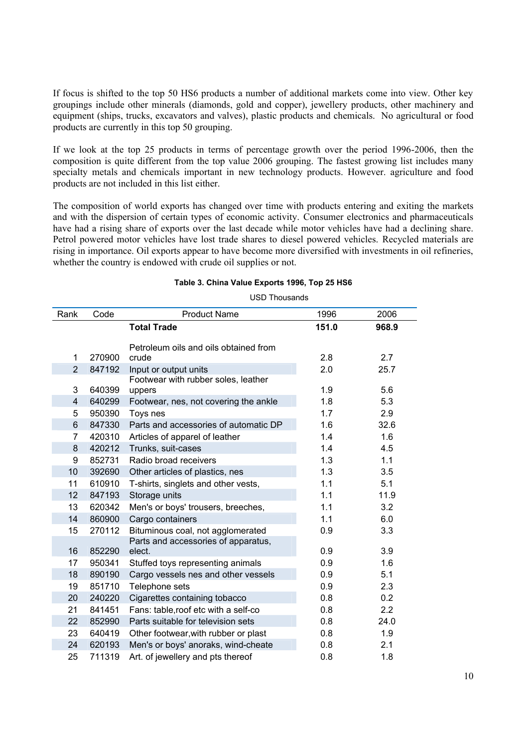If focus is shifted to the top 50 HS6 products a number of additional markets come into view. Other key groupings include other minerals (diamonds, gold and copper), jewellery products, other machinery and equipment (ships, trucks, excavators and valves), plastic products and chemicals. No agricultural or food products are currently in this top 50 grouping.

If we look at the top 25 products in terms of percentage growth over the period 1996-2006, then the composition is quite different from the top value 2006 grouping. The fastest growing list includes many specialty metals and chemicals important in new technology products. However. agriculture and food products are not included in this list either.

The composition of world exports has changed over time with products entering and exiting the markets and with the dispersion of certain types of economic activity. Consumer electronics and pharmaceuticals have had a rising share of exports over the last decade while motor vehicles have had a declining share. Petrol powered motor vehicles have lost trade shares to diesel powered vehicles. Recycled materials are rising in importance. Oil exports appear to have become more diversified with investments in oil refineries, whether the country is endowed with crude oil supplies or not.

**Table 3. China Value Exports 1996, Top 25 HS6**

USD Thousands

| Rank | Code | Product Name | 1996 | 2006 |
|---|---|---|---|---|
| | | **Total Trade** | **151.0** | **968.9** |
| 1 | 270900 | Petroleum oils and oils obtained from crude | 2.8 | 2.7 |
| 2 | 847192 | Input or output units | 2.0 | 25.7 |
| 3 | 640399 | Footwear with rubber soles, leather uppers | 1.9 | 5.6 |
| 4 | 640299 | Footwear, nes, not covering the ankle | 1.8 | 5.3 |
| 5 | 950390 | Toys nes | 1.7 | 2.9 |
| 6 | 847330 | Parts and accessories of automatic DP | 1.6 | 32.6 |
| 7 | 420310 | Articles of apparel of leather | 1.4 | 1.6 |
| 8 | 420212 | Trunks, suit-cases | 1.4 | 4.5 |
| 9 | 852731 | Radio broad receivers | 1.3 | 1.1 |
| 10 | 392690 | Other articles of plastics, nes | 1.3 | 3.5 |
| 11 | 610910 | T-shirts, singlets and other vests, | 1.1 | 5.1 |
| 12 | 847193 | Storage units | 1.1 | 11.9 |
| 13 | 620342 | Men's or boys' trousers, breeches, | 1.1 | 3.2 |
| 14 | 860900 | Cargo containers | 1.1 | 6.0 |
| 15 | 270112 | Bituminous coal, not agglomerated | 0.9 | 3.3 |
| 16 | 852290 | Parts and accessories of apparatus, elect. | 0.9 | 3.9 |
| 17 | 950341 | Stuffed toys representing animals | 0.9 | 1.6 |
| 18 | 890190 | Cargo vessels nes and other vessels | 0.9 | 5.1 |
| 19 | 851710 | Telephone sets | 0.9 | 2.3 |
| 20 | 240220 | Cigarettes containing tobacco | 0.8 | 0.2 |
| 21 | 841451 | Fans: table,roof etc with a self-co | 0.8 | 2.2 |
| 22 | 852990 | Parts suitable for television sets | 0.8 | 24.0 |
| 23 | 640419 | Other footwear,with rubber or plast | 0.8 | 1.9 |
| 24 | 620193 | Men's or boys' anoraks, wind-cheate | 0.8 | 2.1 |
| 25 | 711319 | Art. of jewellery and pts thereof | 0.8 | 1.8 |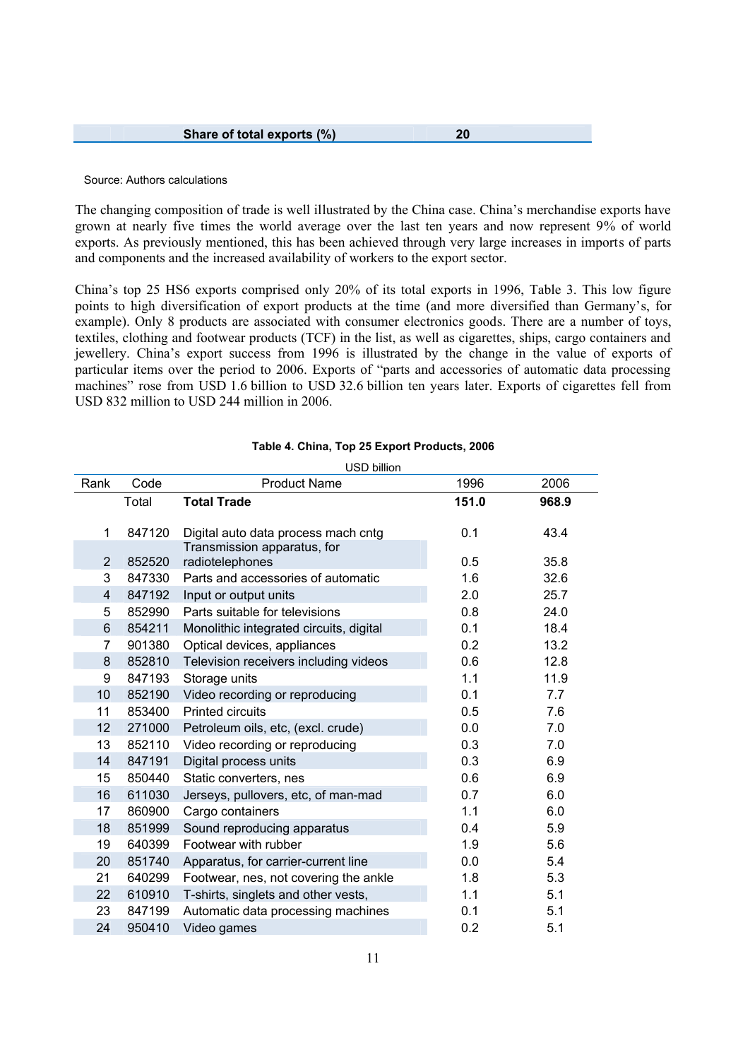| | Share of total exports (%) | 20 |
|---|---|---|

Source: Authors calculations

The changing composition of trade is well illustrated by the China case. China's merchandise exports have grown at nearly five times the world average over the last ten years and now represent 9% of world exports. As previously mentioned, this has been achieved through very large increases in imports of parts and components and the increased availability of workers to the export sector.

China's top 25 HS6 exports comprised only 20% of its total exports in 1996, Table 3. This low figure points to high diversification of export products at the time (and more diversified than Germany's, for example). Only 8 products are associated with consumer electronics goods. There are a number of toys, textiles, clothing and footwear products (TCF) in the list, as well as cigarettes, ships, cargo containers and jewellery. China's export success from 1996 is illustrated by the change in the value of exports of particular items over the period to 2006. Exports of "parts and accessories of automatic data processing machines" rose from USD 1.6 billion to USD 32.6 billion ten years later. Exports of cigarettes fell from USD 832 million to USD 244 million in 2006.

**Table 4. China, Top 25 Export Products, 2006**

USD billion

| Rank | Code | Product Name | 1996 | 2006 |
|---|---|---|---|---|
| | Total | **Total Trade** | **151.0** | **968.9** |
| 1 | 847120 | Digital auto data process mach cntg | 0.1 | 43.4 |
| 2 | 852520 | Transmission apparatus, for radiotelephones | 0.5 | 35.8 |
| 3 | 847330 | Parts and accessories of automatic | 1.6 | 32.6 |
| 4 | 847192 | Input or output units | 2.0 | 25.7 |
| 5 | 852990 | Parts suitable for televisions | 0.8 | 24.0 |
| 6 | 854211 | Monolithic integrated circuits, digital | 0.1 | 18.4 |
| 7 | 901380 | Optical devices, appliances | 0.2 | 13.2 |
| 8 | 852810 | Television receivers including videos | 0.6 | 12.8 |
| 9 | 847193 | Storage units | 1.1 | 11.9 |
| 10 | 852190 | Video recording or reproducing | 0.1 | 7.7 |
| 11 | 853400 | Printed circuits | 0.5 | 7.6 |
| 12 | 271000 | Petroleum oils, etc, (excl. crude) | 0.0 | 7.0 |
| 13 | 852110 | Video recording or reproducing | 0.3 | 7.0 |
| 14 | 847191 | Digital process units | 0.3 | 6.9 |
| 15 | 850440 | Static converters, nes | 0.6 | 6.9 |
| 16 | 611030 | Jerseys, pullovers, etc, of man-mad | 0.7 | 6.0 |
| 17 | 860900 | Cargo containers | 1.1 | 6.0 |
| 18 | 851999 | Sound reproducing apparatus | 0.4 | 5.9 |
| 19 | 640399 | Footwear with rubber | 1.9 | 5.6 |
| 20 | 851740 | Apparatus, for carrier-current line | 0.0 | 5.4 |
| 21 | 640299 | Footwear, nes, not covering the ankle | 1.8 | 5.3 |
| 22 | 610910 | T-shirts, singlets and other vests, | 1.1 | 5.1 |
| 23 | 847199 | Automatic data processing machines | 0.1 | 5.1 |
| 24 | 950410 | Video games | 0.2 | 5.1 |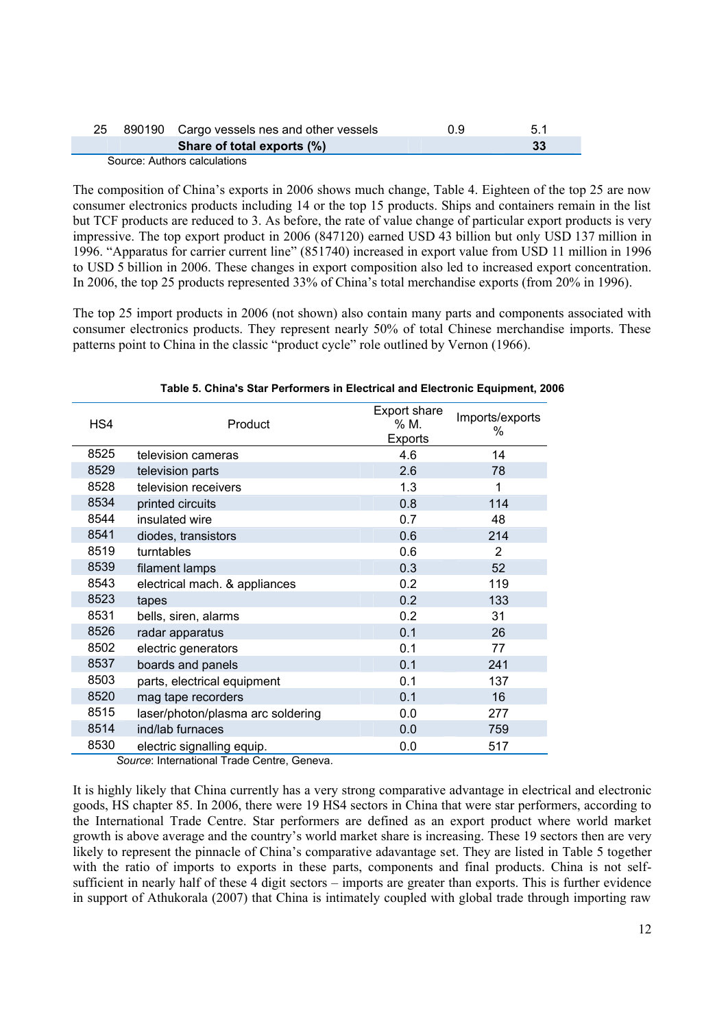| 25 | 890190 | Cargo vessels nes and other vessels | 0.9 | 5.1 |
|---|---|---|---|---|
| | | **Share of total exports (%)** | | **33** |

Source: Authors calculations

The composition of China's exports in 2006 shows much change, Table 4. Eighteen of the top 25 are now consumer electronics products including 14 or the top 15 products. Ships and containers remain in the list but TCF products are reduced to 3. As before, the rate of value change of particular export products is very impressive. The top export product in 2006 (847120) earned USD 43 billion but only USD 137 million in 1996. "Apparatus for carrier current line" (851740) increased in export value from USD 11 million in 1996 to USD 5 billion in 2006. These changes in export composition also led to increased export concentration. In 2006, the top 25 products represented 33% of China's total merchandise exports (from 20% in 1996).

The top 25 import products in 2006 (not shown) also contain many parts and components associated with consumer electronics products. They represent nearly 50% of total Chinese merchandise imports. These patterns point to China in the classic "product cycle" role outlined by Vernon (1966).

**Table 5. China's Star Performers in Electrical and Electronic Equipment, 2006**

| HS4 | Product | Export share % M. Exports | Imports/exports % |
|---|---|---|---|
| 8525 | television cameras | 4.6 | 14 |
| 8529 | television parts | 2.6 | 78 |
| 8528 | television receivers | 1.3 | 1 |
| 8534 | printed circuits | 0.8 | 114 |
| 8544 | insulated wire | 0.7 | 48 |
| 8541 | diodes, transistors | 0.6 | 214 |
| 8519 | turntables | 0.6 | 2 |
| 8539 | filament lamps | 0.3 | 52 |
| 8543 | electrical mach. & appliances | 0.2 | 119 |
| 8523 | tapes | 0.2 | 133 |
| 8531 | bells, siren, alarms | 0.2 | 31 |
| 8526 | radar apparatus | 0.1 | 26 |
| 8502 | electric generators | 0.1 | 77 |
| 8537 | boards and panels | 0.1 | 241 |
| 8503 | parts, electrical equipment | 0.1 | 137 |
| 8520 | mag tape recorders | 0.1 | 16 |
| 8515 | laser/photon/plasma arc soldering | 0.0 | 277 |
| 8514 | ind/lab furnaces | 0.0 | 759 |
| 8530 | electric signalling equip. | 0.0 | 517 |

*Source*: International Trade Centre, Geneva.

It is highly likely that China currently has a very strong comparative advantage in electrical and electronic goods, HS chapter 85. In 2006, there were 19 HS4 sectors in China that were star performers, according to the International Trade Centre. Star performers are defined as an export product where world market growth is above average and the country's world market share is increasing. These 19 sectors then are very likely to represent the pinnacle of China's comparative adavantage set. They are listed in Table 5 together with the ratio of imports to exports in these parts, components and final products. China is not self-sufficient in nearly half of these 4 digit sectors – imports are greater than exports. This is further evidence in support of Athukorala (2007) that China is intimately coupled with global trade through importing raw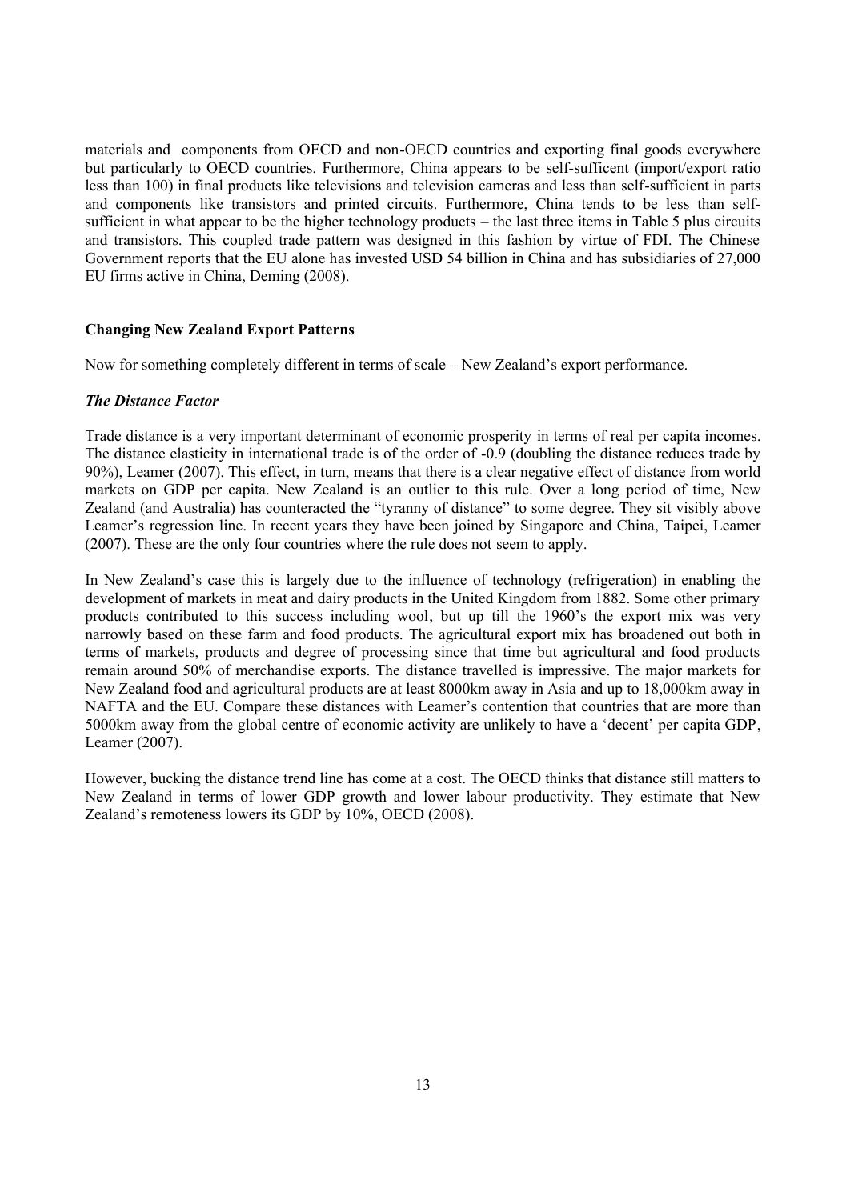materials and components from OECD and non-OECD countries and exporting final goods everywhere but particularly to OECD countries. Furthermore, China appears to be self-sufficent (import/export ratio less than 100) in final products like televisions and television cameras and less than self-sufficient in parts and components like transistors and printed circuits. Furthermore, China tends to be less than self-sufficient in what appear to be the higher technology products – the last three items in Table 5 plus circuits and transistors. This coupled trade pattern was designed in this fashion by virtue of FDI. The Chinese Government reports that the EU alone has invested USD 54 billion in China and has subsidiaries of 27,000 EU firms active in China, Deming (2008).

## Changing New Zealand Export Patterns

Now for something completely different in terms of scale – New Zealand's export performance.

### *The Distance Factor*

Trade distance is a very important determinant of economic prosperity in terms of real per capita incomes. The distance elasticity in international trade is of the order of -0.9 (doubling the distance reduces trade by 90%), Leamer (2007). This effect, in turn, means that there is a clear negative effect of distance from world markets on GDP per capita. New Zealand is an outlier to this rule. Over a long period of time, New Zealand (and Australia) has counteracted the "tyranny of distance" to some degree. They sit visibly above Leamer's regression line. In recent years they have been joined by Singapore and China, Taipei, Leamer (2007). These are the only four countries where the rule does not seem to apply.

In New Zealand's case this is largely due to the influence of technology (refrigeration) in enabling the development of markets in meat and dairy products in the United Kingdom from 1882. Some other primary products contributed to this success including wool, but up till the 1960's the export mix was very narrowly based on these farm and food products. The agricultural export mix has broadened out both in terms of markets, products and degree of processing since that time but agricultural and food products remain around 50% of merchandise exports. The distance travelled is impressive. The major markets for New Zealand food and agricultural products are at least 8000km away in Asia and up to 18,000km away in NAFTA and the EU. Compare these distances with Leamer's contention that countries that are more than 5000km away from the global centre of economic activity are unlikely to have a 'decent' per capita GDP, Leamer (2007).

However, bucking the distance trend line has come at a cost. The OECD thinks that distance still matters to New Zealand in terms of lower GDP growth and lower labour productivity. They estimate that New Zealand's remoteness lowers its GDP by 10%, OECD (2008).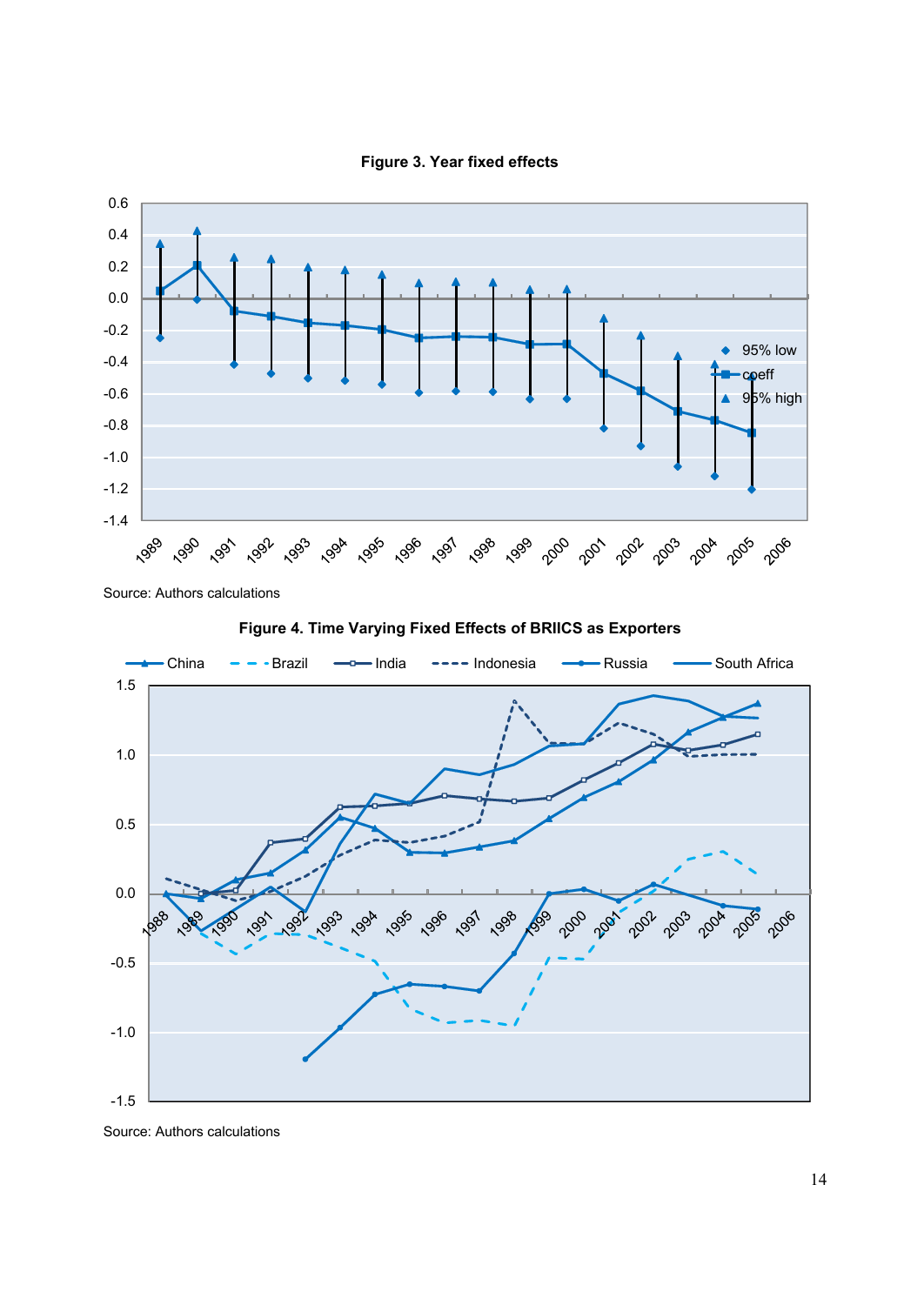**Figure 3. Year fixed effects**

Source: Authors calculations

**Figure 4. Time Varying Fixed Effects of BRIICS as Exporters**

Source: Authors calculations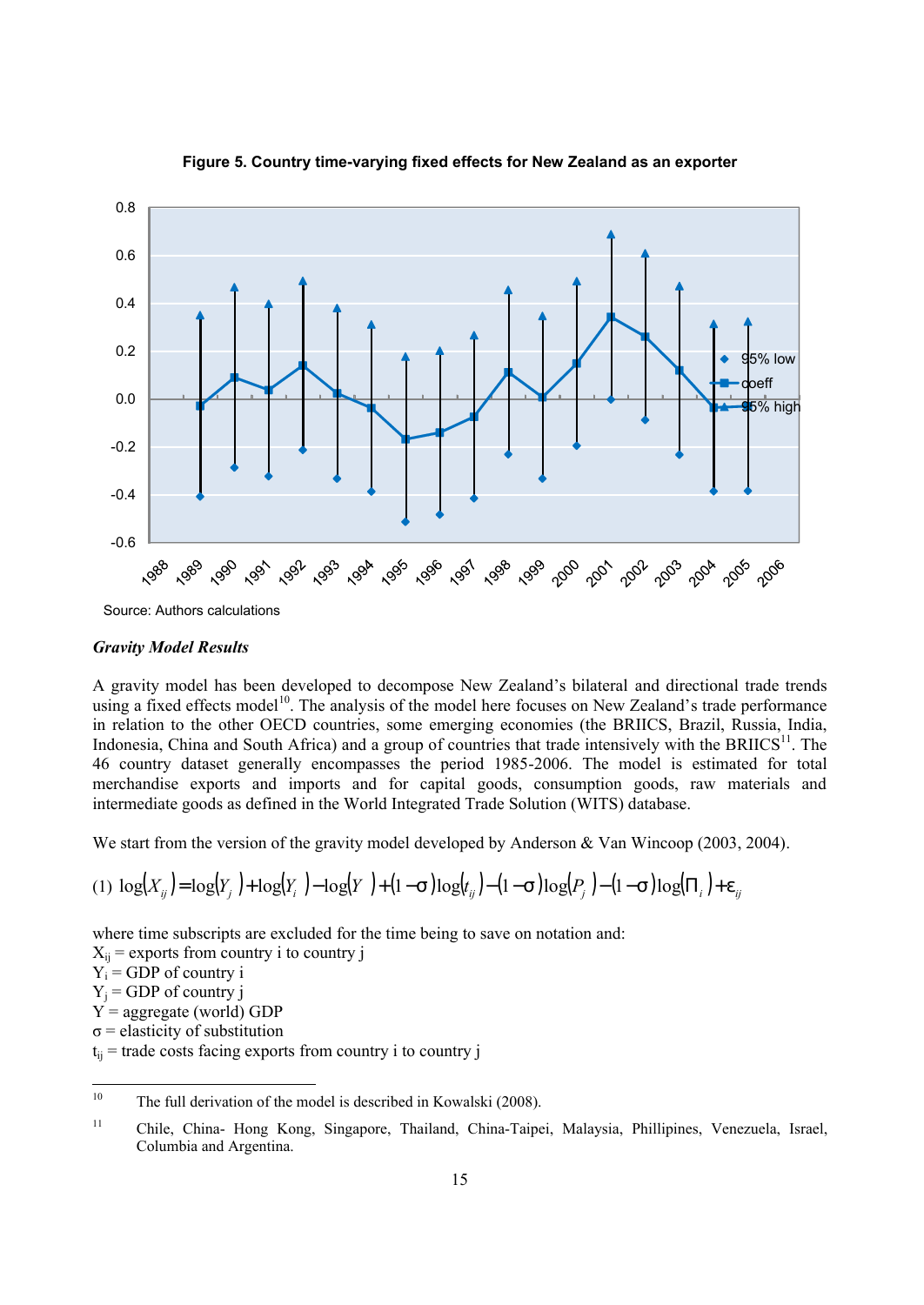**Figure 5. Country time-varying fixed effects for New Zealand as an exporter**

Source: Authors calculations

***Gravity Model Results***

A gravity model has been developed to decompose New Zealand's bilateral and directional trade trends using a fixed effects model[10]. The analysis of the model here focuses on New Zealand's trade performance in relation to the other OECD countries, some emerging economies (the BRIICS, Brazil, Russia, India, Indonesia, China and South Africa) and a group of countries that trade intensively with the BRIICS[11]. The 46 country dataset generally encompasses the period 1985-2006. The model is estimated for total merchandise exports and imports and for capital goods, consumption goods, raw materials and intermediate goods as defined in the World Integrated Trade Solution (WITS) database.

We start from the version of the gravity model developed by Anderson & Van Wincoop (2003, 2004).

$$(1)\ \log(X_{ij}) = \log(Y_j) + \log(Y_i) - \log(Y) + (1-\sigma)\log(t_{ij}) - (1-\sigma)\log(P_j) - (1-\sigma)\log(\Pi_i) + \varepsilon_{ij}$$

where time subscripts are excluded for the time being to save on notation and:

$X_{ij}$ = exports from country i to country j
$Y_i$ = GDP of country i
$Y_j$ = GDP of country j
$Y$ = aggregate (world) GDP
$\sigma$ = elasticity of substitution
$t_{ij}$ = trade costs facing exports from country i to country j

---

[10] The full derivation of the model is described in Kowalski (2008).

[11] Chile, China- Hong Kong, Singapore, Thailand, China-Taipei, Malaysia, Phillipines, Venezuela, Israel, Columbia and Argentina.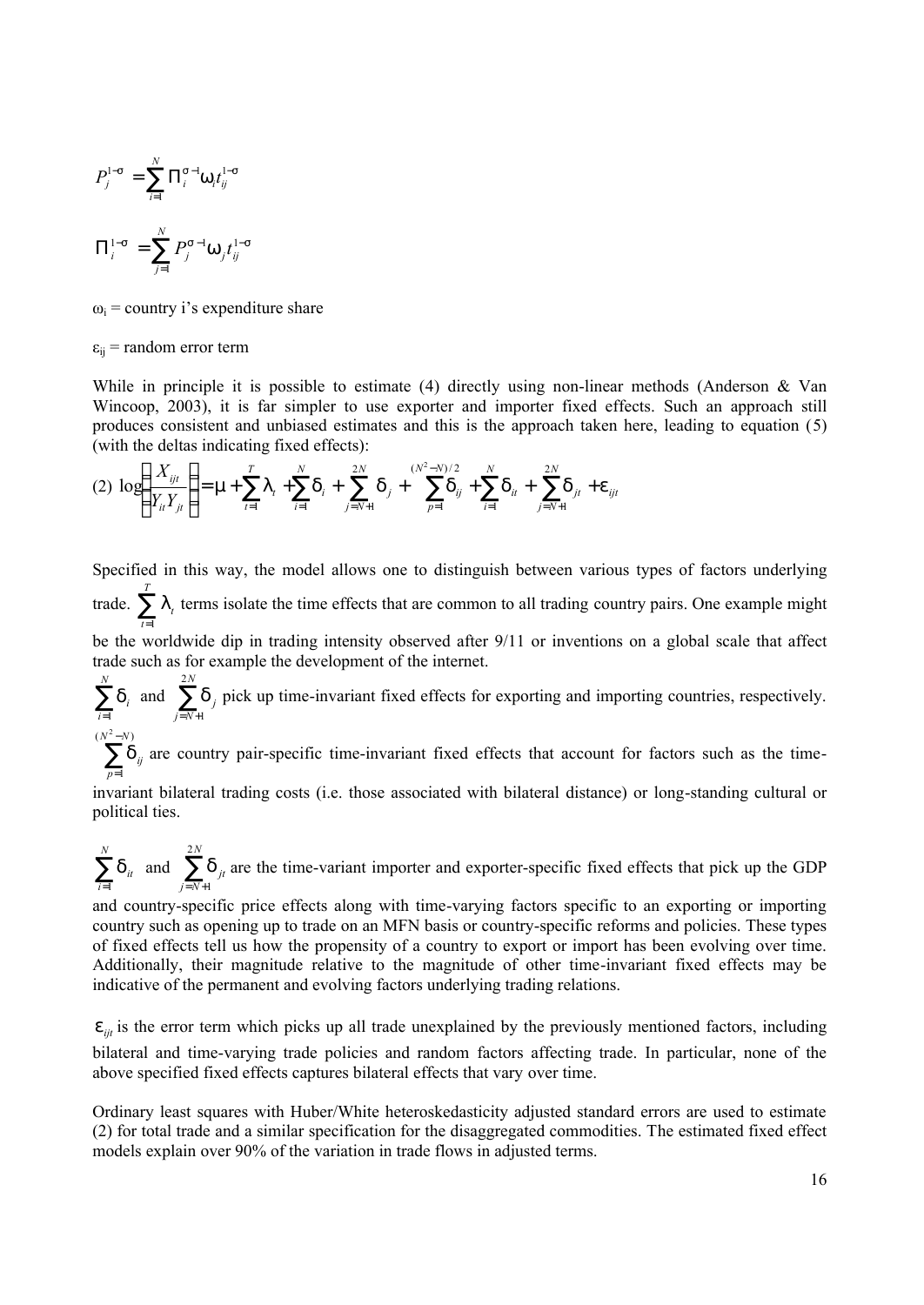$$P_j^{1-\sigma} = \sum_{i=1}^{N} \Pi_i^{\sigma-1} \omega_i t_{ij}^{1-\sigma}$$

$$\Pi_i^{1-\sigma} = \sum_{j=1}^{N} P_j^{\sigma-1} \omega_j t_{ij}^{1-\sigma}$$

$\omega_i$ = country i's expenditure share

$\varepsilon_{ij}$ = random error term

While in principle it is possible to estimate (4) directly using non-linear methods (Anderson & Van Wincoop, 2003), it is far simpler to use exporter and importer fixed effects. Such an approach still produces consistent and unbiased estimates and this is the approach taken here, leading to equation (5) (with the deltas indicating fixed effects):

$$(2)\ \log\left(\frac{X_{ijt}}{Y_{it}Y_{jt}}\right) = \mu + \sum_{t=1}^{T} \lambda_t + \sum_{i=1}^{N} \delta_i + \sum_{j=N+1}^{2N} \delta_j + \sum_{p=1}^{(N^2-N)/2} \delta_{ij} + \sum_{i=1}^{N} \delta_{it} + \sum_{j=N+1}^{2N} \delta_{jt} + \varepsilon_{ijt}$$

Specified in this way, the model allows one to distinguish between various types of factors underlying trade. $\sum_{t=1}^{T} \lambda_t$ terms isolate the time effects that are common to all trading country pairs. One example might be the worldwide dip in trading intensity observed after 9/11 or inventions on a global scale that affect trade such as for example the development of the internet.

$\sum_{i=1}^{N} \delta_i$ and $\sum_{j=N+1}^{2N} \delta_j$ pick up time-invariant fixed effects for exporting and importing countries, respectively. $\sum_{p=1}^{(N^2-N)} \delta_{ij}$ are country pair-specific time-invariant fixed effects that account for factors such as the time-invariant bilateral trading costs (i.e. those associated with bilateral distance) or long-standing cultural or political ties.

$\sum_{i=1}^{N} \delta_{it}$ and $\sum_{j=N+1}^{2N} \delta_{jt}$ are the time-variant importer and exporter-specific fixed effects that pick up the GDP and country-specific price effects along with time-varying factors specific to an exporting or importing country such as opening up to trade on an MFN basis or country-specific reforms and policies. These types of fixed effects tell us how the propensity of a country to export or import has been evolving over time. Additionally, their magnitude relative to the magnitude of other time-invariant fixed effects may be indicative of the permanent and evolving factors underlying trading relations.

$\varepsilon_{ijt}$ is the error term which picks up all trade unexplained by the previously mentioned factors, including bilateral and time-varying trade policies and random factors affecting trade. In particular, none of the above specified fixed effects captures bilateral effects that vary over time.

Ordinary least squares with Huber/White heteroskedasticity adjusted standard errors are used to estimate (2) for total trade and a similar specification for the disaggregated commodities. The estimated fixed effect models explain over 90% of the variation in trade flows in adjusted terms.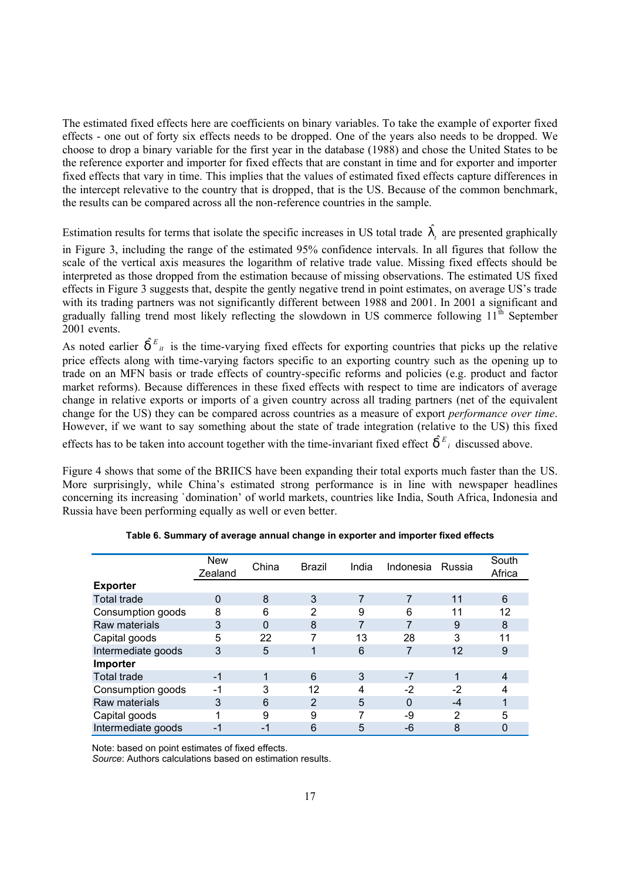The estimated fixed effects here are coefficients on binary variables. To take the example of exporter fixed effects - one out of forty six effects needs to be dropped. One of the years also needs to be dropped. We choose to drop a binary variable for the first year in the database (1988) and chose the United States to be the reference exporter and importer for fixed effects that are constant in time and for exporter and importer fixed effects that vary in time. This implies that the values of estimated fixed effects capture differences in the intercept relevative to the country that is dropped, that is the US. Because of the common benchmark, the results can be compared across all the non-reference countries in the sample.

Estimation results for terms that isolate the specific increases in US total trade $\hat{\lambda}_t$ are presented graphically in Figure 3, including the range of the estimated 95% confidence intervals. In all figures that follow the scale of the vertical axis measures the logarithm of relative trade value. Missing fixed effects should be interpreted as those dropped from the estimation because of missing observations. The estimated US fixed effects in Figure 3 suggests that, despite the gently negative trend in point estimates, on average US's trade with its trading partners was not significantly different between 1988 and 2001. In 2001 a significant and gradually falling trend most likely reflecting the slowdown in US commerce following 11[th] September 2001 events.

As noted earlier $\hat{\delta}^{E}_{it}$ is the time-varying fixed effects for exporting countries that picks up the relative price effects along with time-varying factors specific to an exporting country such as the opening up to trade on an MFN basis or trade effects of country-specific reforms and policies (e.g. product and factor market reforms). Because differences in these fixed effects with respect to time are indicators of average change in relative exports or imports of a given country across all trading partners (net of the equivalent change for the US) they can be compared across countries as a measure of export *performance over time*. However, if we want to say something about the state of trade integration (relative to the US) this fixed effects has to be taken into account together with the time-invariant fixed effect $\hat{\delta}^{E}_{i}$ discussed above.

Figure 4 shows that some of the BRIICS have been expanding their total exports much faster than the US. More surprisingly, while China's estimated strong performance is in line with newspaper headlines concerning its increasing `domination' of world markets, countries like India, South Africa, Indonesia and Russia have been performing equally as well or even better.

**Table 6. Summary of average annual change in exporter and importer fixed effects**

| | New Zealand | China | Brazil | India | Indonesia | Russia | South Africa |
|---|---|---|---|---|---|---|---|
| **Exporter** | | | | | | | |
| Total trade | 0 | 8 | 3 | 7 | 7 | 11 | 6 |
| Consumption goods | 8 | 6 | 2 | 9 | 6 | 11 | 12 |
| Raw materials | 3 | 0 | 8 | 7 | 7 | 9 | 8 |
| Capital goods | 5 | 22 | 7 | 13 | 28 | 3 | 11 |
| Intermediate goods | 3 | 5 | 1 | 6 | 7 | 12 | 9 |
| **Importer** | | | | | | | |
| Total trade | -1 | 1 | 6 | 3 | -7 | 1 | 4 |
| Consumption goods | -1 | 3 | 12 | 4 | -2 | -2 | 4 |
| Raw materials | 3 | 6 | 2 | 5 | 0 | -4 | 1 |
| Capital goods | 1 | 9 | 9 | 7 | -9 | 2 | 5 |
| Intermediate goods | -1 | -1 | 6 | 5 | -6 | 8 | 0 |

Note: based on point estimates of fixed effects.
*Source*: Authors calculations based on estimation results.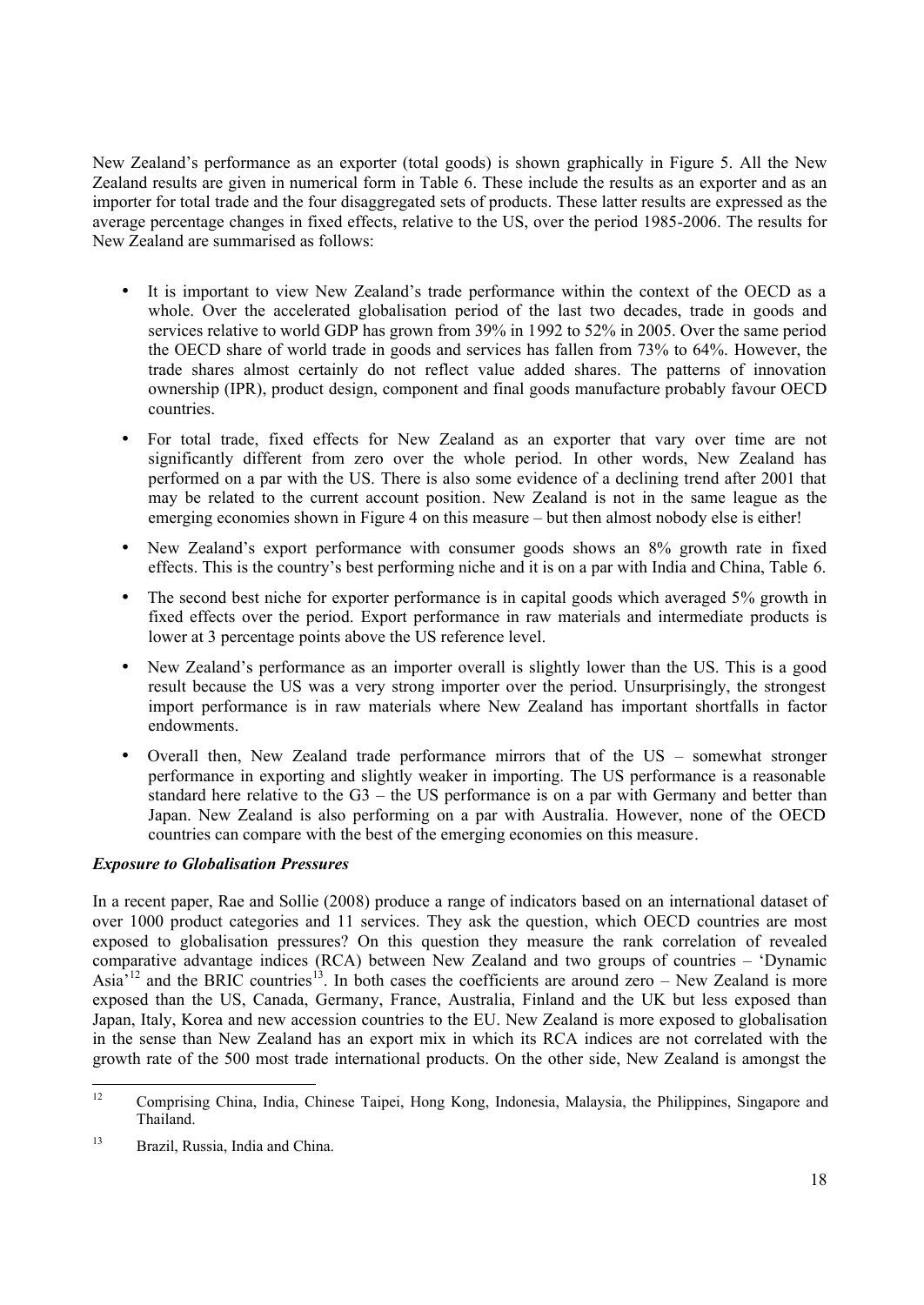New Zealand's performance as an exporter (total goods) is shown graphically in Figure 5. All the New Zealand results are given in numerical form in Table 6. These include the results as an exporter and as an importer for total trade and the four disaggregated sets of products. These latter results are expressed as the average percentage changes in fixed effects, relative to the US, over the period 1985-2006. The results for New Zealand are summarised as follows:

- It is important to view New Zealand's trade performance within the context of the OECD as a whole. Over the accelerated globalisation period of the last two decades, trade in goods and services relative to world GDP has grown from 39% in 1992 to 52% in 2005. Over the same period the OECD share of world trade in goods and services has fallen from 73% to 64%. However, the trade shares almost certainly do not reflect value added shares. The patterns of innovation ownership (IPR), product design, component and final goods manufacture probably favour OECD countries.
- For total trade, fixed effects for New Zealand as an exporter that vary over time are not significantly different from zero over the whole period. In other words, New Zealand has performed on a par with the US. There is also some evidence of a declining trend after 2001 that may be related to the current account position. New Zealand is not in the same league as the emerging economies shown in Figure 4 on this measure – but then almost nobody else is either!
- New Zealand's export performance with consumer goods shows an 8% growth rate in fixed effects. This is the country's best performing niche and it is on a par with India and China, Table 6.
- The second best niche for exporter performance is in capital goods which averaged 5% growth in fixed effects over the period. Export performance in raw materials and intermediate products is lower at 3 percentage points above the US reference level.
- New Zealand's performance as an importer overall is slightly lower than the US. This is a good result because the US was a very strong importer over the period. Unsurprisingly, the strongest import performance is in raw materials where New Zealand has important shortfalls in factor endowments.
- Overall then, New Zealand trade performance mirrors that of the US – somewhat stronger performance in exporting and slightly weaker in importing. The US performance is a reasonable standard here relative to the G3 – the US performance is on a par with Germany and better than Japan. New Zealand is also performing on a par with Australia. However, none of the OECD countries can compare with the best of the emerging economies on this measure.

***Exposure to Globalisation Pressures***

In a recent paper, Rae and Sollie (2008) produce a range of indicators based on an international dataset of over 1000 product categories and 11 services. They ask the question, which OECD countries are most exposed to globalisation pressures? On this question they measure the rank correlation of revealed comparative advantage indices (RCA) between New Zealand and two groups of countries – 'Dynamic Asia'[12] and the BRIC countries[13]. In both cases the coefficients are around zero – New Zealand is more exposed than the US, Canada, Germany, France, Australia, Finland and the UK but less exposed than Japan, Italy, Korea and new accession countries to the EU. New Zealand is more exposed to globalisation in the sense than New Zealand has an export mix in which its RCA indices are not correlated with the growth rate of the 500 most trade international products. On the other side, New Zealand is amongst the

---

[12] Comprising China, India, Chinese Taipei, Hong Kong, Indonesia, Malaysia, the Philippines, Singapore and Thailand.

[13] Brazil, Russia, India and China.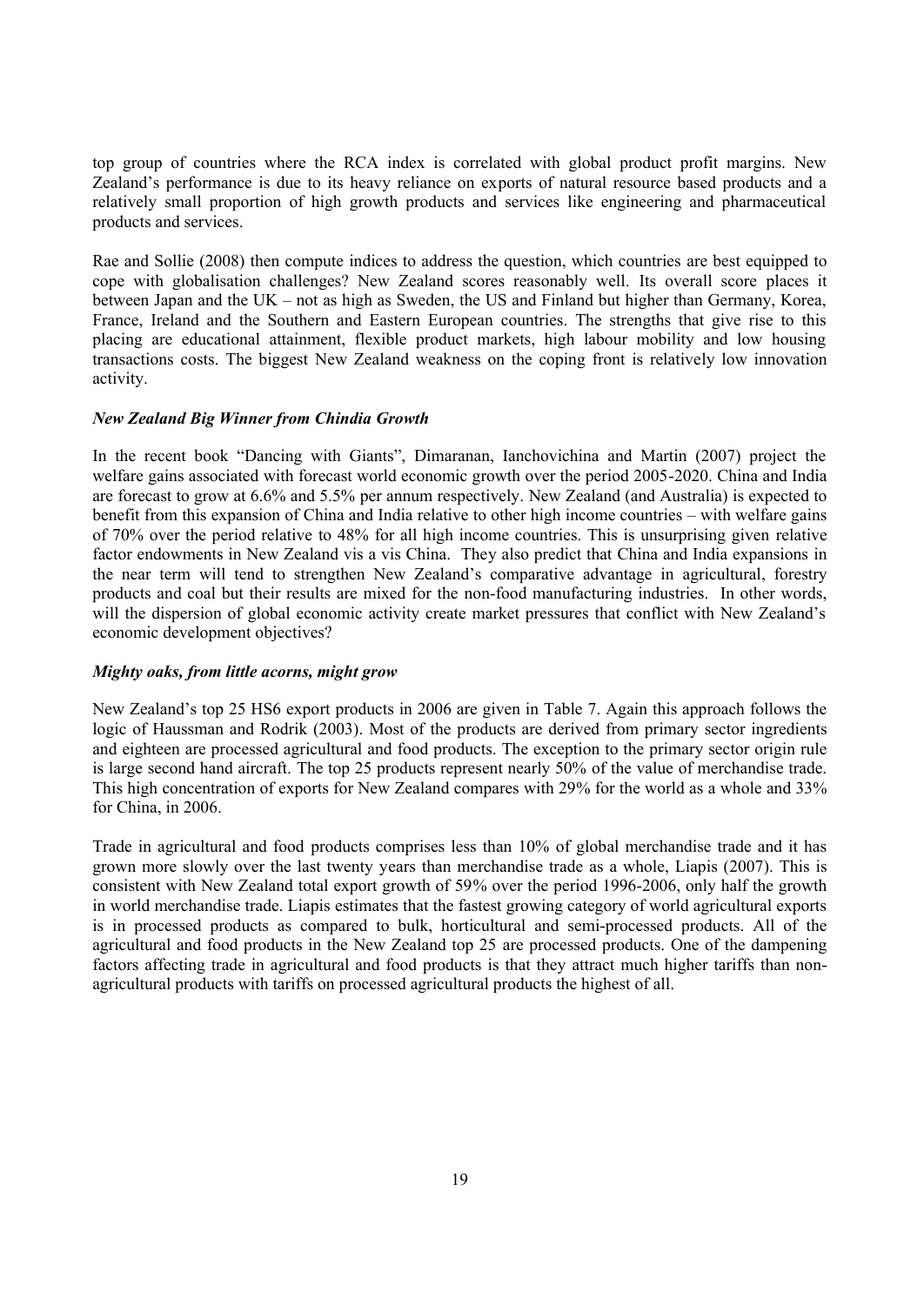top group of countries where the RCA index is correlated with global product profit margins. New Zealand's performance is due to its heavy reliance on exports of natural resource based products and a relatively small proportion of high growth products and services like engineering and pharmaceutical products and services.

Rae and Sollie (2008) then compute indices to address the question, which countries are best equipped to cope with globalisation challenges? New Zealand scores reasonably well. Its overall score places it between Japan and the UK – not as high as Sweden, the US and Finland but higher than Germany, Korea, France, Ireland and the Southern and Eastern European countries. The strengths that give rise to this placing are educational attainment, flexible product markets, high labour mobility and low housing transactions costs. The biggest New Zealand weakness on the coping front is relatively low innovation activity.

***New Zealand Big Winner from Chindia Growth***

In the recent book "Dancing with Giants", Dimaranan, Ianchovichina and Martin (2007) project the welfare gains associated with forecast world economic growth over the period 2005-2020. China and India are forecast to grow at 6.6% and 5.5% per annum respectively. New Zealand (and Australia) is expected to benefit from this expansion of China and India relative to other high income countries – with welfare gains of 70% over the period relative to 48% for all high income countries. This is unsurprising given relative factor endowments in New Zealand vis a vis China. They also predict that China and India expansions in the near term will tend to strengthen New Zealand's comparative advantage in agricultural, forestry products and coal but their results are mixed for the non-food manufacturing industries. In other words, will the dispersion of global economic activity create market pressures that conflict with New Zealand's economic development objectives?

***Mighty oaks, from little acorns, might grow***

New Zealand's top 25 HS6 export products in 2006 are given in Table 7. Again this approach follows the logic of Haussman and Rodrik (2003). Most of the products are derived from primary sector ingredients and eighteen are processed agricultural and food products. The exception to the primary sector origin rule is large second hand aircraft. The top 25 products represent nearly 50% of the value of merchandise trade. This high concentration of exports for New Zealand compares with 29% for the world as a whole and 33% for China, in 2006.

Trade in agricultural and food products comprises less than 10% of global merchandise trade and it has grown more slowly over the last twenty years than merchandise trade as a whole, Liapis (2007). This is consistent with New Zealand total export growth of 59% over the period 1996-2006, only half the growth in world merchandise trade. Liapis estimates that the fastest growing category of world agricultural exports is in processed products as compared to bulk, horticultural and semi-processed products. All of the agricultural and food products in the New Zealand top 25 are processed products. One of the dampening factors affecting trade in agricultural and food products is that they attract much higher tariffs than non-agricultural products with tariffs on processed agricultural products the highest of all.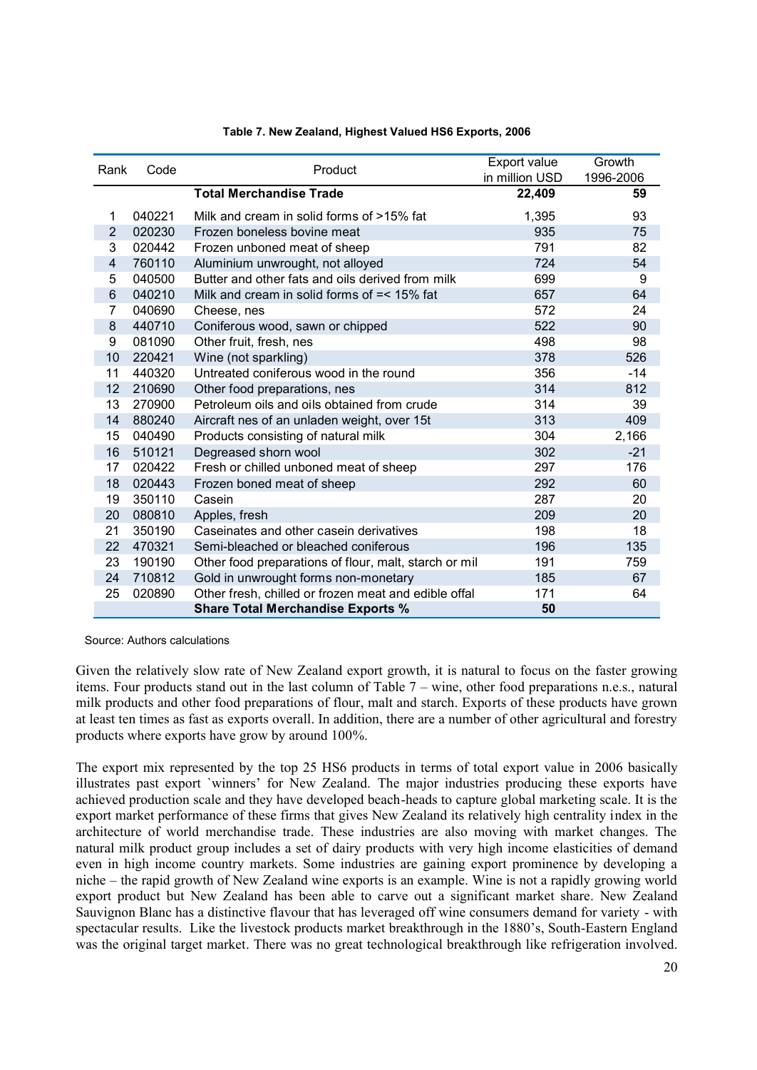**Table 7. New Zealand, Highest Valued HS6 Exports, 2006**

| Rank | Code | Product | Export value in million USD | Growth 1996-2006 |
|---|---|---|---|---|
| | | **Total Merchandise Trade** | **22,409** | **59** |
| 1 | 040221 | Milk and cream in solid forms of >15% fat | 1,395 | 93 |
| 2 | 020230 | Frozen boneless bovine meat | 935 | 75 |
| 3 | 020442 | Frozen unboned meat of sheep | 791 | 82 |
| 4 | 760110 | Aluminium unwrought, not alloyed | 724 | 54 |
| 5 | 040500 | Butter and other fats and oils derived from milk | 699 | 9 |
| 6 | 040210 | Milk and cream in solid forms of =< 15% fat | 657 | 64 |
| 7 | 040690 | Cheese, nes | 572 | 24 |
| 8 | 440710 | Coniferous wood, sawn or chipped | 522 | 90 |
| 9 | 081090 | Other fruit, fresh, nes | 498 | 98 |
| 10 | 220421 | Wine (not sparkling) | 378 | 526 |
| 11 | 440320 | Untreated coniferous wood in the round | 356 | -14 |
| 12 | 210690 | Other food preparations, nes | 314 | 812 |
| 13 | 270900 | Petroleum oils and oils obtained from crude | 314 | 39 |
| 14 | 880240 | Aircraft nes of an unladen weight, over 15t | 313 | 409 |
| 15 | 040490 | Products consisting of natural milk | 304 | 2,166 |
| 16 | 510121 | Degreased shorn wool | 302 | -21 |
| 17 | 020422 | Fresh or chilled unboned meat of sheep | 297 | 176 |
| 18 | 020443 | Frozen boned meat of sheep | 292 | 60 |
| 19 | 350110 | Casein | 287 | 20 |
| 20 | 080810 | Apples, fresh | 209 | 20 |
| 21 | 350190 | Caseinates and other casein derivatives | 198 | 18 |
| 22 | 470321 | Semi-bleached or bleached coniferous | 196 | 135 |
| 23 | 190190 | Other food preparations of flour, malt, starch or mil | 191 | 759 |
| 24 | 710812 | Gold in unwrought forms non-monetary | 185 | 67 |
| 25 | 020890 | Other fresh, chilled or frozen meat and edible offal | 171 | 64 |
| | | **Share Total Merchandise Exports %** | **50** | |

Source: Authors calculations

Given the relatively slow rate of New Zealand export growth, it is natural to focus on the faster growing items. Four products stand out in the last column of Table 7 – wine, other food preparations n.e.s., natural milk products and other food preparations of flour, malt and starch. Exports of these products have grown at least ten times as fast as exports overall. In addition, there are a number of other agricultural and forestry products where exports have grow by around 100%.

The export mix represented by the top 25 HS6 products in terms of total export value in 2006 basically illustrates past export `winners' for New Zealand. The major industries producing these exports have achieved production scale and they have developed beach-heads to capture global marketing scale. It is the export market performance of these firms that gives New Zealand its relatively high centrality index in the architecture of world merchandise trade. These industries are also moving with market changes. The natural milk product group includes a set of dairy products with very high income elasticities of demand even in high income country markets. Some industries are gaining export prominence by developing a niche – the rapid growth of New Zealand wine exports is an example. Wine is not a rapidly growing world export product but New Zealand has been able to carve out a significant market share. New Zealand Sauvignon Blanc has a distinctive flavour that has leveraged off wine consumers demand for variety - with spectacular results. Like the livestock products market breakthrough in the 1880's, South-Eastern England was the original target market. There was no great technological breakthrough like refrigeration involved.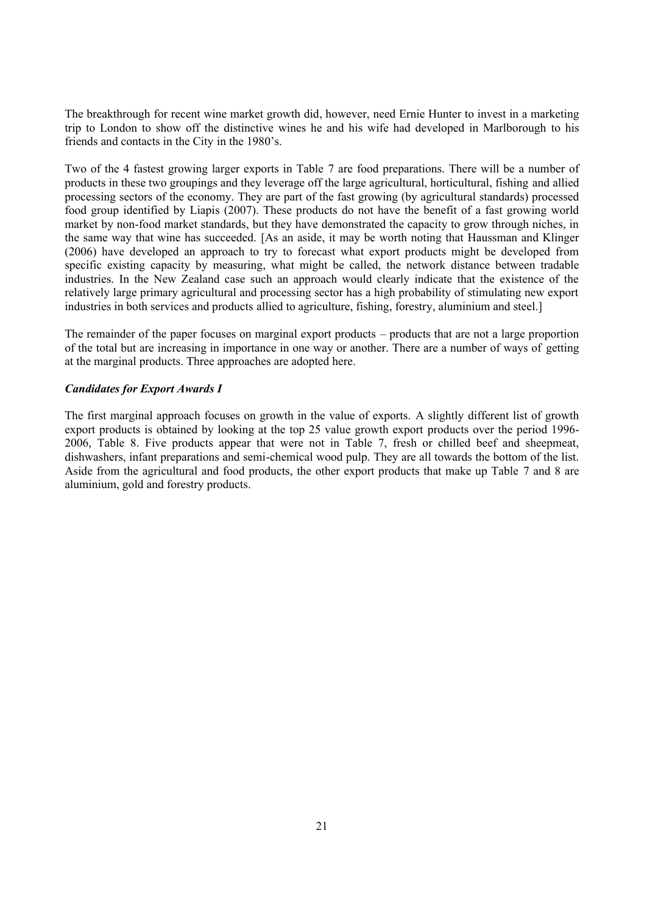The breakthrough for recent wine market growth did, however, need Ernie Hunter to invest in a marketing trip to London to show off the distinctive wines he and his wife had developed in Marlborough to his friends and contacts in the City in the 1980's.

Two of the 4 fastest growing larger exports in Table 7 are food preparations. There will be a number of products in these two groupings and they leverage off the large agricultural, horticultural, fishing and allied processing sectors of the economy. They are part of the fast growing (by agricultural standards) processed food group identified by Liapis (2007). These products do not have the benefit of a fast growing world market by non-food market standards, but they have demonstrated the capacity to grow through niches, in the same way that wine has succeeded. [As an aside, it may be worth noting that Haussman and Klinger (2006) have developed an approach to try to forecast what export products might be developed from specific existing capacity by measuring, what might be called, the network distance between tradable industries. In the New Zealand case such an approach would clearly indicate that the existence of the relatively large primary agricultural and processing sector has a high probability of stimulating new export industries in both services and products allied to agriculture, fishing, forestry, aluminium and steel.]

The remainder of the paper focuses on marginal export products – products that are not a large proportion of the total but are increasing in importance in one way or another. There are a number of ways of getting at the marginal products. Three approaches are adopted here.

### *Candidates for Export Awards I*

The first marginal approach focuses on growth in the value of exports. A slightly different list of growth export products is obtained by looking at the top 25 value growth export products over the period 1996-2006, Table 8. Five products appear that were not in Table 7, fresh or chilled beef and sheepmeat, dishwashers, infant preparations and semi-chemical wood pulp. They are all towards the bottom of the list. Aside from the agricultural and food products, the other export products that make up Table 7 and 8 are aluminium, gold and forestry products.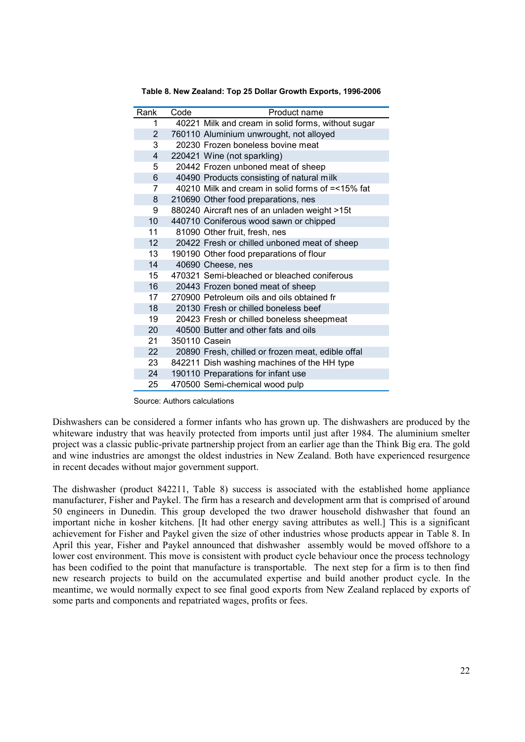**Table 8. New Zealand: Top 25 Dollar Growth Exports, 1996-2006**

| Rank | Code | Product name |
|---|---|---|
| 1 | 40221 | Milk and cream in solid forms, without sugar |
| 2 | 760110 | Aluminium unwrought, not alloyed |
| 3 | 20230 | Frozen boneless bovine meat |
| 4 | 220421 | Wine (not sparkling) |
| 5 | 20442 | Frozen unboned meat of sheep |
| 6 | 40490 | Products consisting of natural milk |
| 7 | 40210 | Milk and cream in solid forms of =<15% fat |
| 8 | 210690 | Other food preparations, nes |
| 9 | 880240 | Aircraft nes of an unladen weight >15t |
| 10 | 440710 | Coniferous wood sawn or chipped |
| 11 | 81090 | Other fruit, fresh, nes |
| 12 | 20422 | Fresh or chilled unboned meat of sheep |
| 13 | 190190 | Other food preparations of flour |
| 14 | 40690 | Cheese, nes |
| 15 | 470321 | Semi-bleached or bleached coniferous |
| 16 | 20443 | Frozen boned meat of sheep |
| 17 | 270900 | Petroleum oils and oils obtained fr |
| 18 | 20130 | Fresh or chilled boneless beef |
| 19 | 20423 | Fresh or chilled boneless sheepmeat |
| 20 | 40500 | Butter and other fats and oils |
| 21 | 350110 | Casein |
| 22 | 20890 | Fresh, chilled or frozen meat, edible offal |
| 23 | 842211 | Dish washing machines of the HH type |
| 24 | 190110 | Preparations for infant use |
| 25 | 470500 | Semi-chemical wood pulp |

Source: Authors calculations

Dishwashers can be considered a former infants who has grown up. The dishwashers are produced by the whiteware industry that was heavily protected from imports until just after 1984. The aluminium smelter project was a classic public-private partnership project from an earlier age than the Think Big era. The gold and wine industries are amongst the oldest industries in New Zealand. Both have experienced resurgence in recent decades without major government support.

The dishwasher (product 842211, Table 8) success is associated with the established home appliance manufacturer, Fisher and Paykel. The firm has a research and development arm that is comprised of around 50 engineers in Dunedin. This group developed the two drawer household dishwasher that found an important niche in kosher kitchens. [It had other energy saving attributes as well.] This is a significant achievement for Fisher and Paykel given the size of other industries whose products appear in Table 8. In April this year, Fisher and Paykel announced that dishwasher assembly would be moved offshore to a lower cost environment. This move is consistent with product cycle behaviour once the process technology has been codified to the point that manufacture is transportable. The next step for a firm is to then find new research projects to build on the accumulated expertise and build another product cycle. In the meantime, we would normally expect to see final good exports from New Zealand replaced by exports of some parts and components and repatriated wages, profits or fees.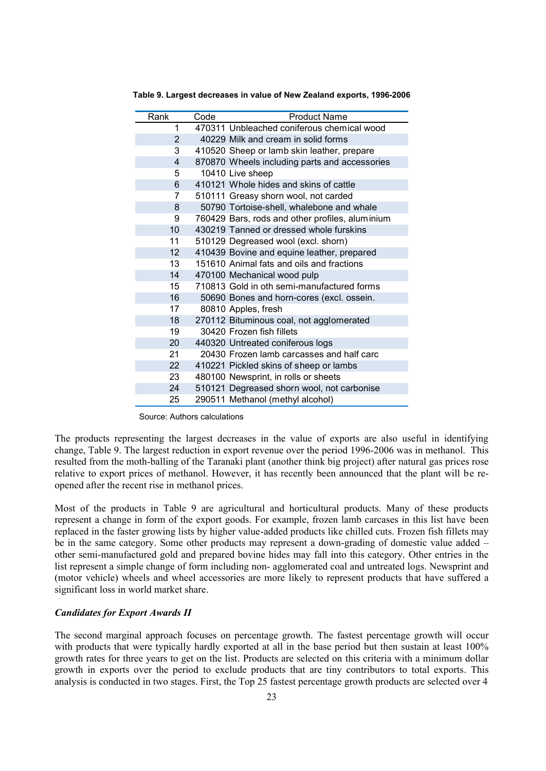**Table 9. Largest decreases in value of New Zealand exports, 1996-2006**

| Rank | Code | Product Name |
|---|---|---|
| 1 | 470311 | Unbleached coniferous chemical wood |
| 2 | 40229 | Milk and cream in solid forms |
| 3 | 410520 | Sheep or lamb skin leather, prepare |
| 4 | 870870 | Wheels including parts and accessories |
| 5 | 10410 | Live sheep |
| 6 | 410121 | Whole hides and skins of cattle |
| 7 | 510111 | Greasy shorn wool, not carded |
| 8 | 50790 | Tortoise-shell, whalebone and whale |
| 9 | 760429 | Bars, rods and other profiles, aluminium |
| 10 | 430219 | Tanned or dressed whole furskins |
| 11 | 510129 | Degreased wool (excl. shorn) |
| 12 | 410439 | Bovine and equine leather, prepared |
| 13 | 151610 | Animal fats and oils and fractions |
| 14 | 470100 | Mechanical wood pulp |
| 15 | 710813 | Gold in oth semi-manufactured forms |
| 16 | 50690 | Bones and horn-cores (excl. ossein. |
| 17 | 80810 | Apples, fresh |
| 18 | 270112 | Bituminous coal, not agglomerated |
| 19 | 30420 | Frozen fish fillets |
| 20 | 440320 | Untreated coniferous logs |
| 21 | 20430 | Frozen lamb carcasses and half carc |
| 22 | 410221 | Pickled skins of sheep or lambs |
| 23 | 480100 | Newsprint, in rolls or sheets |
| 24 | 510121 | Degreased shorn wool, not carbonise |
| 25 | 290511 | Methanol (methyl alcohol) |

Source: Authors calculations

The products representing the largest decreases in the value of exports are also useful in identifying change, Table 9. The largest reduction in export revenue over the period 1996-2006 was in methanol. This resulted from the moth-balling of the Taranaki plant (another think big project) after natural gas prices rose relative to export prices of methanol. However, it has recently been announced that the plant will be re-opened after the recent rise in methanol prices.

Most of the products in Table 9 are agricultural and horticultural products. Many of these products represent a change in form of the export goods. For example, frozen lamb carcases in this list have been replaced in the faster growing lists by higher value-added products like chilled cuts. Frozen fish fillets may be in the same category. Some other products may represent a down-grading of domestic value added – other semi-manufactured gold and prepared bovine hides may fall into this category. Other entries in the list represent a simple change of form including non- agglomerated coal and untreated logs. Newsprint and (motor vehicle) wheels and wheel accessories are more likely to represent products that have suffered a significant loss in world market share.

### *Candidates for Export Awards II*

The second marginal approach focuses on percentage growth. The fastest percentage growth will occur with products that were typically hardly exported at all in the base period but then sustain at least 100% growth rates for three years to get on the list. Products are selected on this criteria with a minimum dollar growth in exports over the period to exclude products that are tiny contributors to total exports. This analysis is conducted in two stages. First, the Top 25 fastest percentage growth products are selected over 4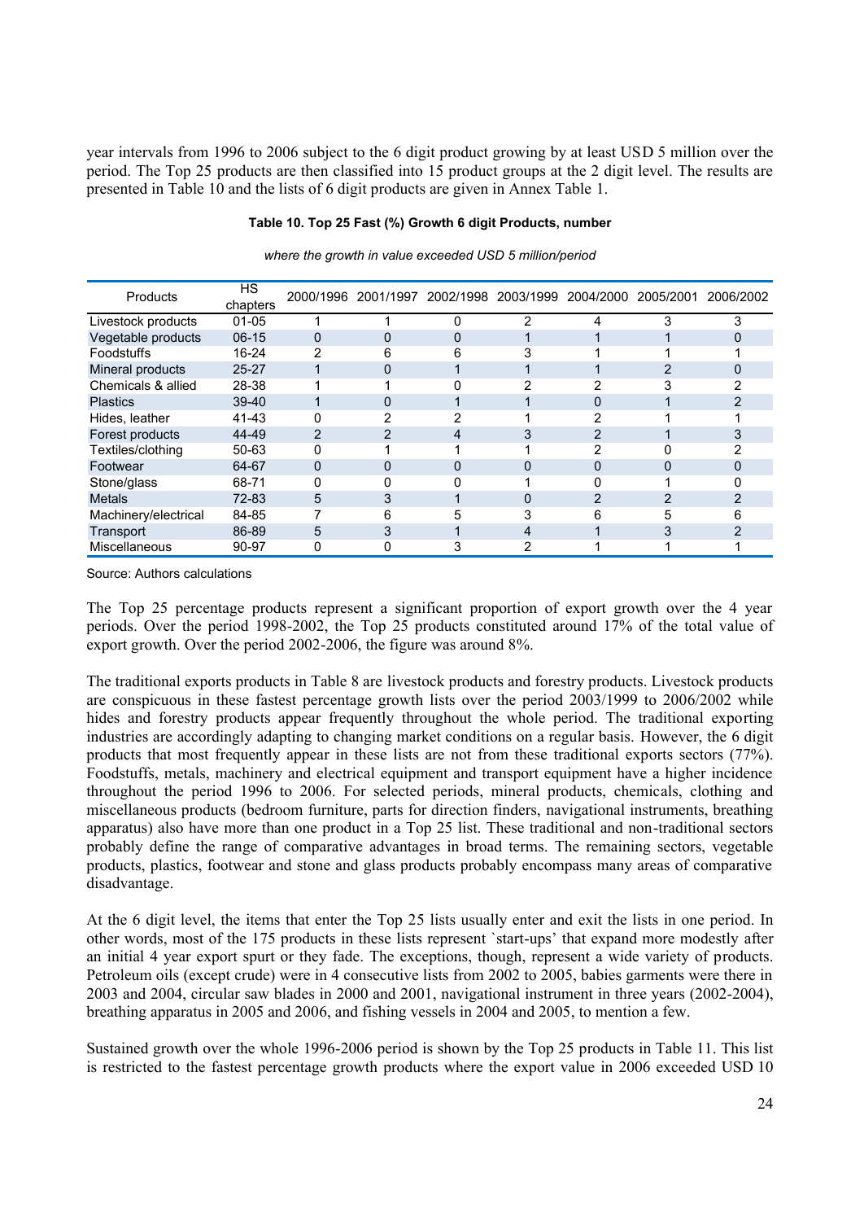year intervals from 1996 to 2006 subject to the 6 digit product growing by at least USD 5 million over the period. The Top 25 products are then classified into 15 product groups at the 2 digit level. The results are presented in Table 10 and the lists of 6 digit products are given in Annex Table 1.

**Table 10. Top 25 Fast (%) Growth 6 digit Products, number**

*where the growth in value exceeded USD 5 million/period*

| Products | HS chapters | 2000/1996 | 2001/1997 | 2002/1998 | 2003/1999 | 2004/2000 | 2005/2001 | 2006/2002 |
|---|---|---|---|---|---|---|---|---|
| Livestock products | 01-05 | 1 | 1 | 0 | 2 | 4 | 3 | 3 |
| Vegetable products | 06-15 | 0 | 0 | 0 | 1 | 1 | 1 | 0 |
| Foodstuffs | 16-24 | 2 | 6 | 6 | 3 | 1 | 1 | 1 |
| Mineral products | 25-27 | 1 | 0 | 1 | 1 | 1 | 2 | 0 |
| Chemicals & allied | 28-38 | 1 | 1 | 0 | 2 | 2 | 3 | 2 |
| Plastics | 39-40 | 1 | 0 | 1 | 1 | 0 | 1 | 2 |
| Hides, leather | 41-43 | 0 | 2 | 2 | 1 | 2 | 1 | 1 |
| Forest products | 44-49 | 2 | 2 | 4 | 3 | 2 | 1 | 3 |
| Textiles/clothing | 50-63 | 0 | 1 | 1 | 1 | 2 | 0 | 2 |
| Footwear | 64-67 | 0 | 0 | 0 | 0 | 0 | 0 | 0 |
| Stone/glass | 68-71 | 0 | 0 | 0 | 1 | 0 | 1 | 0 |
| Metals | 72-83 | 5 | 3 | 1 | 0 | 2 | 2 | 2 |
| Machinery/electrical | 84-85 | 7 | 6 | 5 | 3 | 6 | 5 | 6 |
| Transport | 86-89 | 5 | 3 | 1 | 4 | 1 | 3 | 2 |
| Miscellaneous | 90-97 | 0 | 0 | 3 | 2 | 1 | 1 | 1 |

Source: Authors calculations

The Top 25 percentage products represent a significant proportion of export growth over the 4 year periods. Over the period 1998-2002, the Top 25 products constituted around 17% of the total value of export growth. Over the period 2002-2006, the figure was around 8%.

The traditional exports products in Table 8 are livestock products and forestry products. Livestock products are conspicuous in these fastest percentage growth lists over the period 2003/1999 to 2006/2002 while hides and forestry products appear frequently throughout the whole period. The traditional exporting industries are accordingly adapting to changing market conditions on a regular basis. However, the 6 digit products that most frequently appear in these lists are not from these traditional exports sectors (77%). Foodstuffs, metals, machinery and electrical equipment and transport equipment have a higher incidence throughout the period 1996 to 2006. For selected periods, mineral products, chemicals, clothing and miscellaneous products (bedroom furniture, parts for direction finders, navigational instruments, breathing apparatus) also have more than one product in a Top 25 list. These traditional and non-traditional sectors probably define the range of comparative advantages in broad terms. The remaining sectors, vegetable products, plastics, footwear and stone and glass products probably encompass many areas of comparative disadvantage.

At the 6 digit level, the items that enter the Top 25 lists usually enter and exit the lists in one period. In other words, most of the 175 products in these lists represent `start-ups' that expand more modestly after an initial 4 year export spurt or they fade. The exceptions, though, represent a wide variety of products. Petroleum oils (except crude) were in 4 consecutive lists from 2002 to 2005, babies garments were there in 2003 and 2004, circular saw blades in 2000 and 2001, navigational instrument in three years (2002-2004), breathing apparatus in 2005 and 2006, and fishing vessels in 2004 and 2005, to mention a few.

Sustained growth over the whole 1996-2006 period is shown by the Top 25 products in Table 11. This list is restricted to the fastest percentage growth products where the export value in 2006 exceeded USD 10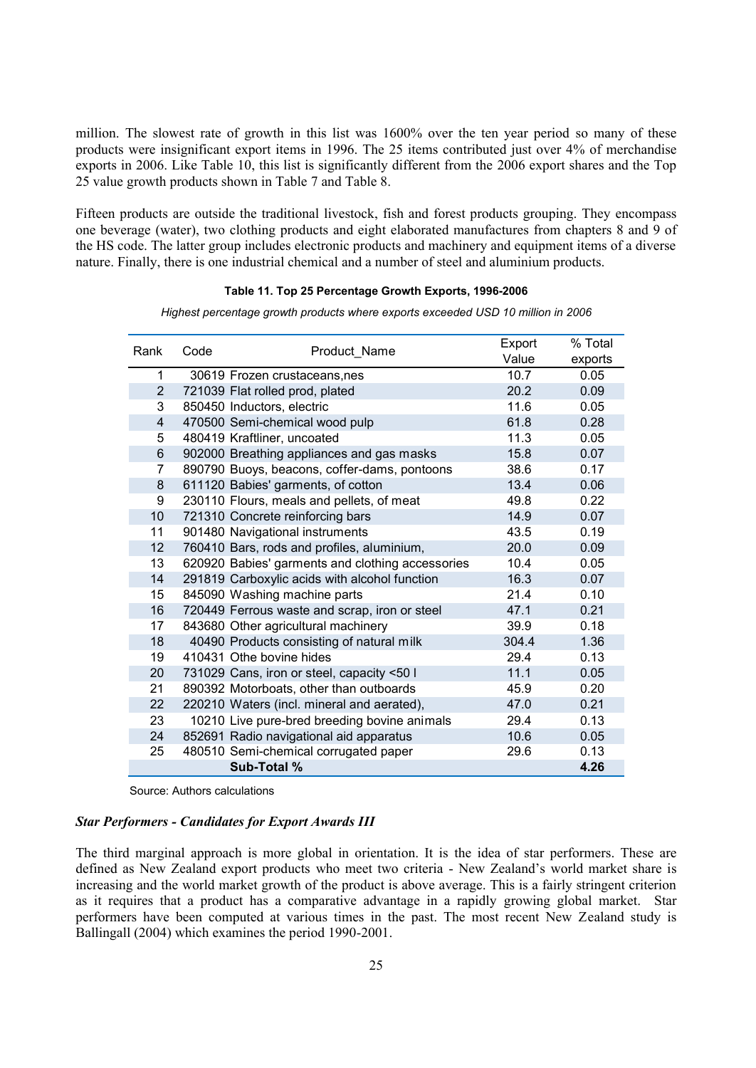million. The slowest rate of growth in this list was 1600% over the ten year period so many of these products were insignificant export items in 1996. The 25 items contributed just over 4% of merchandise exports in 2006. Like Table 10, this list is significantly different from the 2006 export shares and the Top 25 value growth products shown in Table 7 and Table 8.

Fifteen products are outside the traditional livestock, fish and forest products grouping. They encompass one beverage (water), two clothing products and eight elaborated manufactures from chapters 8 and 9 of the HS code. The latter group includes electronic products and machinery and equipment items of a diverse nature. Finally, there is one industrial chemical and a number of steel and aluminium products.

**Table 11. Top 25 Percentage Growth Exports, 1996-2006**

*Highest percentage growth products where exports exceeded USD 10 million in 2006*

| Rank | Code | Product_Name | Export Value | % Total exports |
|---|---|---|---|---|
| 1 | 30619 | Frozen crustaceans,nes | 10.7 | 0.05 |
| 2 | 721039 | Flat rolled prod, plated | 20.2 | 0.09 |
| 3 | 850450 | Inductors, electric | 11.6 | 0.05 |
| 4 | 470500 | Semi-chemical wood pulp | 61.8 | 0.28 |
| 5 | 480419 | Kraftliner, uncoated | 11.3 | 0.05 |
| 6 | 902000 | Breathing appliances and gas masks | 15.8 | 0.07 |
| 7 | 890790 | Buoys, beacons, coffer-dams, pontoons | 38.6 | 0.17 |
| 8 | 611120 | Babies' garments, of cotton | 13.4 | 0.06 |
| 9 | 230110 | Flours, meals and pellets, of meat | 49.8 | 0.22 |
| 10 | 721310 | Concrete reinforcing bars | 14.9 | 0.07 |
| 11 | 901480 | Navigational instruments | 43.5 | 0.19 |
| 12 | 760410 | Bars, rods and profiles, aluminium, | 20.0 | 0.09 |
| 13 | 620920 | Babies' garments and clothing accessories | 10.4 | 0.05 |
| 14 | 291819 | Carboxylic acids with alcohol function | 16.3 | 0.07 |
| 15 | 845090 | Washing machine parts | 21.4 | 0.10 |
| 16 | 720449 | Ferrous waste and scrap, iron or steel | 47.1 | 0.21 |
| 17 | 843680 | Other agricultural machinery | 39.9 | 0.18 |
| 18 | 40490 | Products consisting of natural milk | 304.4 | 1.36 |
| 19 | 410431 | Othe bovine hides | 29.4 | 0.13 |
| 20 | 731029 | Cans, iron or steel, capacity <50 l | 11.1 | 0.05 |
| 21 | 890392 | Motorboats, other than outboards | 45.9 | 0.20 |
| 22 | 220210 | Waters (incl. mineral and aerated), | 47.0 | 0.21 |
| 23 | 10210 | Live pure-bred breeding bovine animals | 29.4 | 0.13 |
| 24 | 852691 | Radio navigational aid apparatus | 10.6 | 0.05 |
| 25 | 480510 | Semi-chemical corrugated paper | 29.6 | 0.13 |
| | | **Sub-Total %** | | **4.26** |

Source: Authors calculations

***Star Performers - Candidates for Export Awards III***

The third marginal approach is more global in orientation. It is the idea of star performers. These are defined as New Zealand export products who meet two criteria - New Zealand's world market share is increasing and the world market growth of the product is above average. This is a fairly stringent criterion as it requires that a product has a comparative advantage in a rapidly growing global market. Star performers have been computed at various times in the past. The most recent New Zealand study is Ballingall (2004) which examines the period 1990-2001.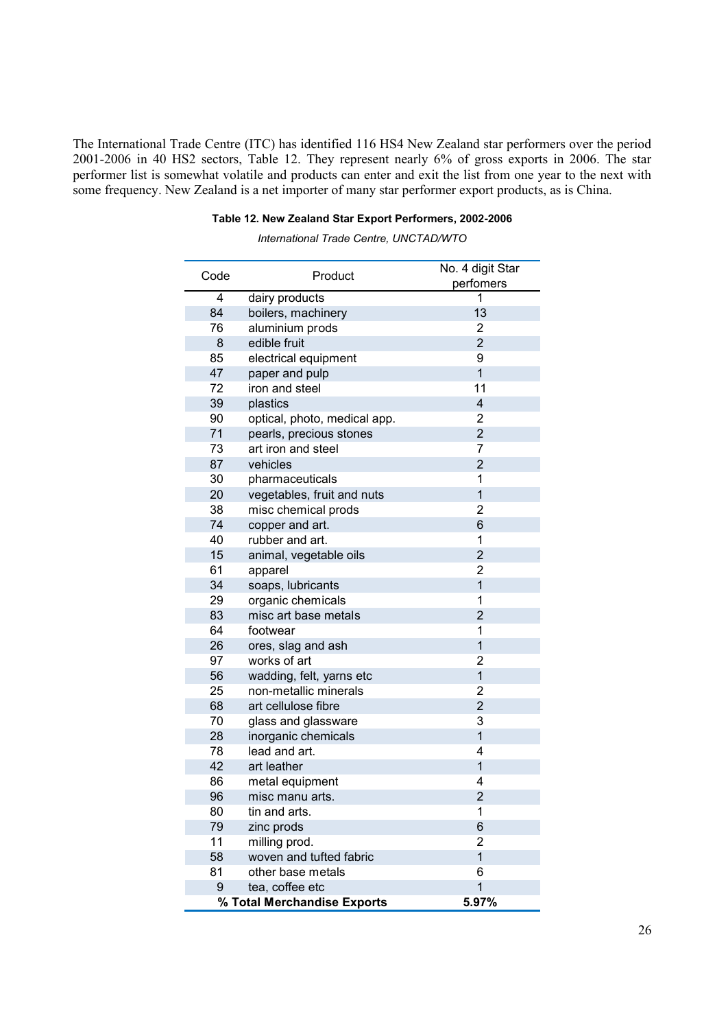The International Trade Centre (ITC) has identified 116 HS4 New Zealand star performers over the period 2001-2006 in 40 HS2 sectors, Table 12. They represent nearly 6% of gross exports in 2006. The star performer list is somewhat volatile and products can enter and exit the list from one year to the next with some frequency. New Zealand is a net importer of many star performer export products, as is China.

**Table 12. New Zealand Star Export Performers, 2002-2006**

*International Trade Centre, UNCTAD/WTO*

| Code | Product | No. 4 digit Star perfomers |
|---|---|---|
| 4 | dairy products | 1 |
| 84 | boilers, machinery | 13 |
| 76 | aluminium prods | 2 |
| 8 | edible fruit | 2 |
| 85 | electrical equipment | 9 |
| 47 | paper and pulp | 1 |
| 72 | iron and steel | 11 |
| 39 | plastics | 4 |
| 90 | optical, photo, medical app. | 2 |
| 71 | pearls, precious stones | 2 |
| 73 | art iron and steel | 7 |
| 87 | vehicles | 2 |
| 30 | pharmaceuticals | 1 |
| 20 | vegetables, fruit and nuts | 1 |
| 38 | misc chemical prods | 2 |
| 74 | copper and art. | 6 |
| 40 | rubber and art. | 1 |
| 15 | animal, vegetable oils | 2 |
| 61 | apparel | 2 |
| 34 | soaps, lubricants | 1 |
| 29 | organic chemicals | 1 |
| 83 | misc art base metals | 2 |
| 64 | footwear | 1 |
| 26 | ores, slag and ash | 1 |
| 97 | works of art | 2 |
| 56 | wadding, felt, yarns etc | 1 |
| 25 | non-metallic minerals | 2 |
| 68 | art cellulose fibre | 2 |
| 70 | glass and glassware | 3 |
| 28 | inorganic chemicals | 1 |
| 78 | lead and art. | 4 |
| 42 | art leather | 1 |
| 86 | metal equipment | 4 |
| 96 | misc manu arts. | 2 |
| 80 | tin and arts. | 1 |
| 79 | zinc prods | 6 |
| 11 | milling prod. | 2 |
| 58 | woven and tufted fabric | 1 |
| 81 | other base metals | 6 |
| 9 | tea, coffee etc | 1 |
| **% Total Merchandise Exports** | | **5.97%** |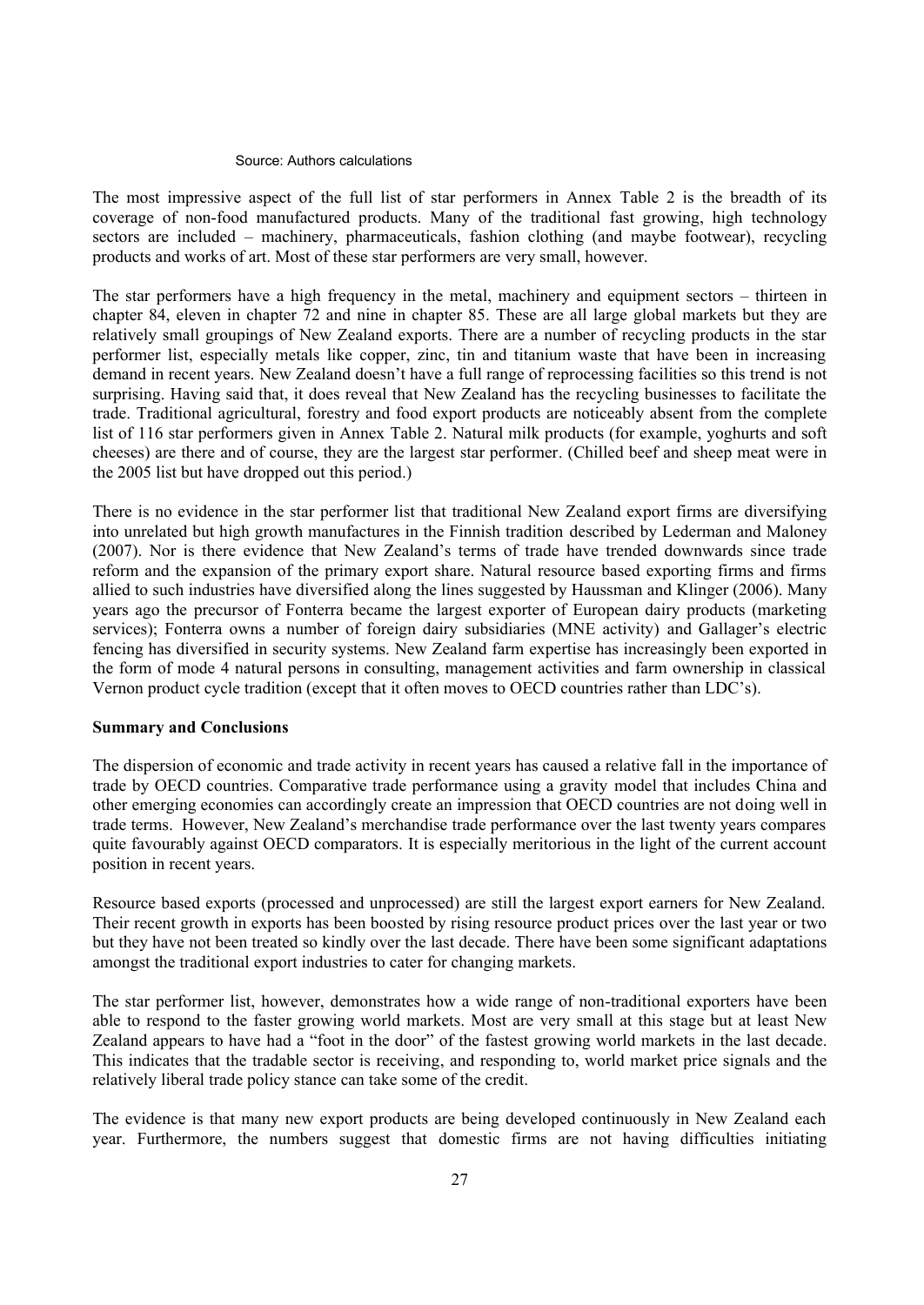Source: Authors calculations

The most impressive aspect of the full list of star performers in Annex Table 2 is the breadth of its coverage of non-food manufactured products. Many of the traditional fast growing, high technology sectors are included – machinery, pharmaceuticals, fashion clothing (and maybe footwear), recycling products and works of art. Most of these star performers are very small, however.

The star performers have a high frequency in the metal, machinery and equipment sectors – thirteen in chapter 84, eleven in chapter 72 and nine in chapter 85. These are all large global markets but they are relatively small groupings of New Zealand exports. There are a number of recycling products in the star performer list, especially metals like copper, zinc, tin and titanium waste that have been in increasing demand in recent years. New Zealand doesn't have a full range of reprocessing facilities so this trend is not surprising. Having said that, it does reveal that New Zealand has the recycling businesses to facilitate the trade. Traditional agricultural, forestry and food export products are noticeably absent from the complete list of 116 star performers given in Annex Table 2. Natural milk products (for example, yoghurts and soft cheeses) are there and of course, they are the largest star performer. (Chilled beef and sheep meat were in the 2005 list but have dropped out this period.)

There is no evidence in the star performer list that traditional New Zealand export firms are diversifying into unrelated but high growth manufactures in the Finnish tradition described by Lederman and Maloney (2007). Nor is there evidence that New Zealand's terms of trade have trended downwards since trade reform and the expansion of the primary export share. Natural resource based exporting firms and firms allied to such industries have diversified along the lines suggested by Haussman and Klinger (2006). Many years ago the precursor of Fonterra became the largest exporter of European dairy products (marketing services); Fonterra owns a number of foreign dairy subsidiaries (MNE activity) and Gallager's electric fencing has diversified in security systems. New Zealand farm expertise has increasingly been exported in the form of mode 4 natural persons in consulting, management activities and farm ownership in classical Vernon product cycle tradition (except that it often moves to OECD countries rather than LDC's).

**Summary and Conclusions**

The dispersion of economic and trade activity in recent years has caused a relative fall in the importance of trade by OECD countries. Comparative trade performance using a gravity model that includes China and other emerging economies can accordingly create an impression that OECD countries are not doing well in trade terms. However, New Zealand's merchandise trade performance over the last twenty years compares quite favourably against OECD comparators. It is especially meritorious in the light of the current account position in recent years.

Resource based exports (processed and unprocessed) are still the largest export earners for New Zealand. Their recent growth in exports has been boosted by rising resource product prices over the last year or two but they have not been treated so kindly over the last decade. There have been some significant adaptations amongst the traditional export industries to cater for changing markets.

The star performer list, however, demonstrates how a wide range of non-traditional exporters have been able to respond to the faster growing world markets. Most are very small at this stage but at least New Zealand appears to have had a "foot in the door" of the fastest growing world markets in the last decade. This indicates that the tradable sector is receiving, and responding to, world market price signals and the relatively liberal trade policy stance can take some of the credit.

The evidence is that many new export products are being developed continuously in New Zealand each year. Furthermore, the numbers suggest that domestic firms are not having difficulties initiating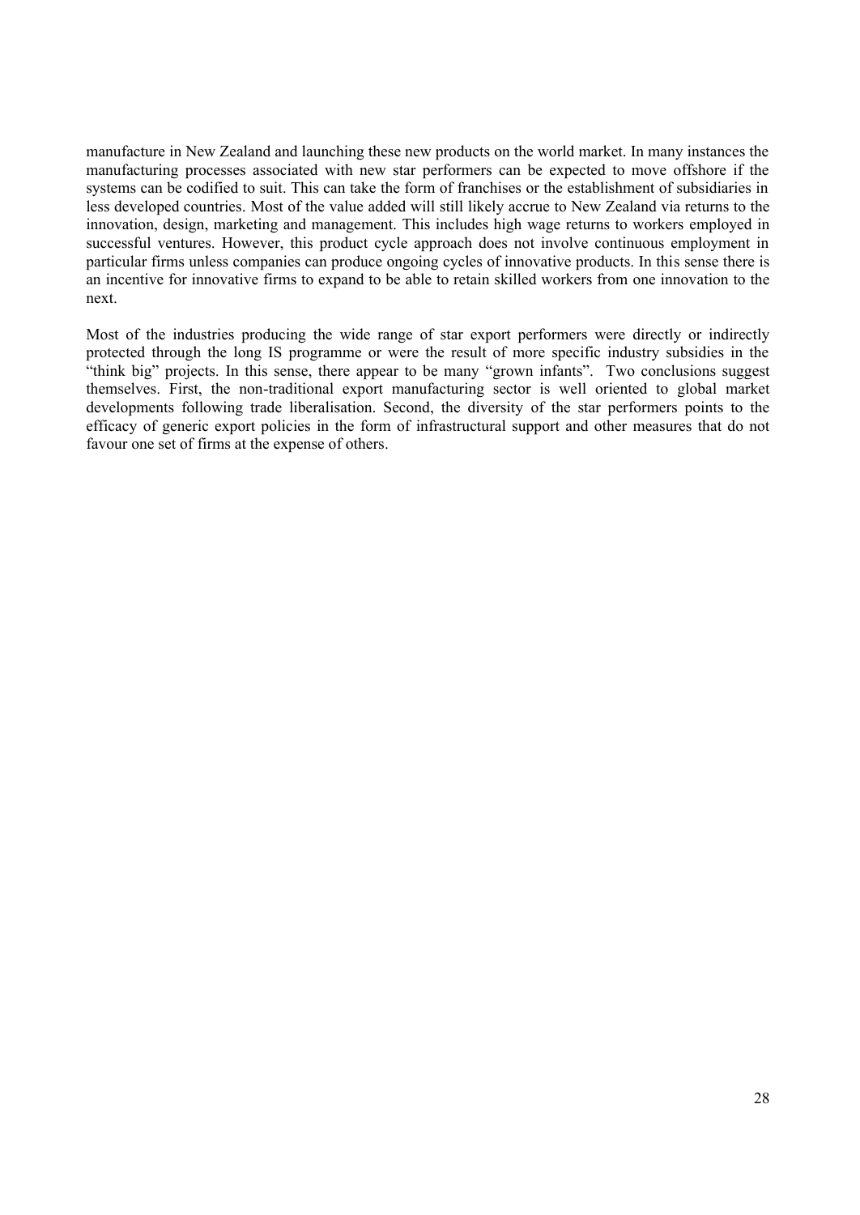manufacture in New Zealand and launching these new products on the world market. In many instances the manufacturing processes associated with new star performers can be expected to move offshore if the systems can be codified to suit. This can take the form of franchises or the establishment of subsidiaries in less developed countries. Most of the value added will still likely accrue to New Zealand via returns to the innovation, design, marketing and management. This includes high wage returns to workers employed in successful ventures. However, this product cycle approach does not involve continuous employment in particular firms unless companies can produce ongoing cycles of innovative products. In this sense there is an incentive for innovative firms to expand to be able to retain skilled workers from one innovation to the next.

Most of the industries producing the wide range of star export performers were directly or indirectly protected through the long IS programme or were the result of more specific industry subsidies in the "think big" projects. In this sense, there appear to be many "grown infants". Two conclusions suggest themselves. First, the non-traditional export manufacturing sector is well oriented to global market developments following trade liberalisation. Second, the diversity of the star performers points to the efficacy of generic export policies in the form of infrastructural support and other measures that do not favour one set of firms at the expense of others.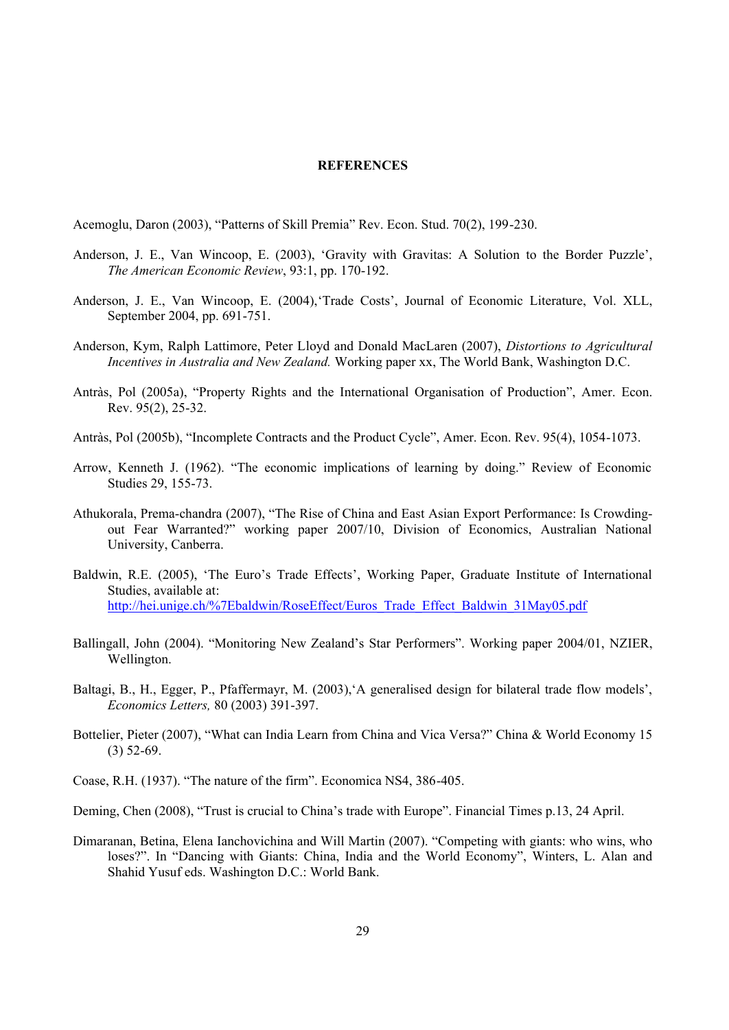**REFERENCES**

Acemoglu, Daron (2003), "Patterns of Skill Premia" Rev. Econ. Stud. 70(2), 199-230.

Anderson, J. E., Van Wincoop, E. (2003), 'Gravity with Gravitas: A Solution to the Border Puzzle', *The American Economic Review*, 93:1, pp. 170-192.

Anderson, J. E., Van Wincoop, E. (2004),'Trade Costs', Journal of Economic Literature, Vol. XLL, September 2004, pp. 691-751.

Anderson, Kym, Ralph Lattimore, Peter Lloyd and Donald MacLaren (2007), *Distortions to Agricultural Incentives in Australia and New Zealand.* Working paper xx, The World Bank, Washington D.C.

Antràs, Pol (2005a), "Property Rights and the International Organisation of Production", Amer. Econ. Rev. 95(2), 25-32.

Antràs, Pol (2005b), "Incomplete Contracts and the Product Cycle", Amer. Econ. Rev. 95(4), 1054-1073.

Arrow, Kenneth J. (1962). "The economic implications of learning by doing." Review of Economic Studies 29, 155-73.

Athukorala, Prema-chandra (2007), "The Rise of China and East Asian Export Performance: Is Crowding-out Fear Warranted?" working paper 2007/10, Division of Economics, Australian National University, Canberra.

Baldwin, R.E. (2005), 'The Euro's Trade Effects', Working Paper, Graduate Institute of International Studies, available at: http://hei.unige.ch/%7Ebaldwin/RoseEffect/Euros_Trade_Effect_Baldwin_31May05.pdf

Ballingall, John (2004). "Monitoring New Zealand's Star Performers". Working paper 2004/01, NZIER, Wellington.

Baltagi, B., H., Egger, P., Pfaffermayr, M. (2003),'A generalised design for bilateral trade flow models', *Economics Letters,* 80 (2003) 391-397.

Bottelier, Pieter (2007), "What can India Learn from China and Vica Versa?" China & World Economy 15 (3) 52-69.

Coase, R.H. (1937). "The nature of the firm". Economica NS4, 386-405.

Deming, Chen (2008), "Trust is crucial to China's trade with Europe". Financial Times p.13, 24 April.

Dimaranan, Betina, Elena Ianchovichina and Will Martin (2007). "Competing with giants: who wins, who loses?". In "Dancing with Giants: China, India and the World Economy", Winters, L. Alan and Shahid Yusuf eds. Washington D.C.: World Bank.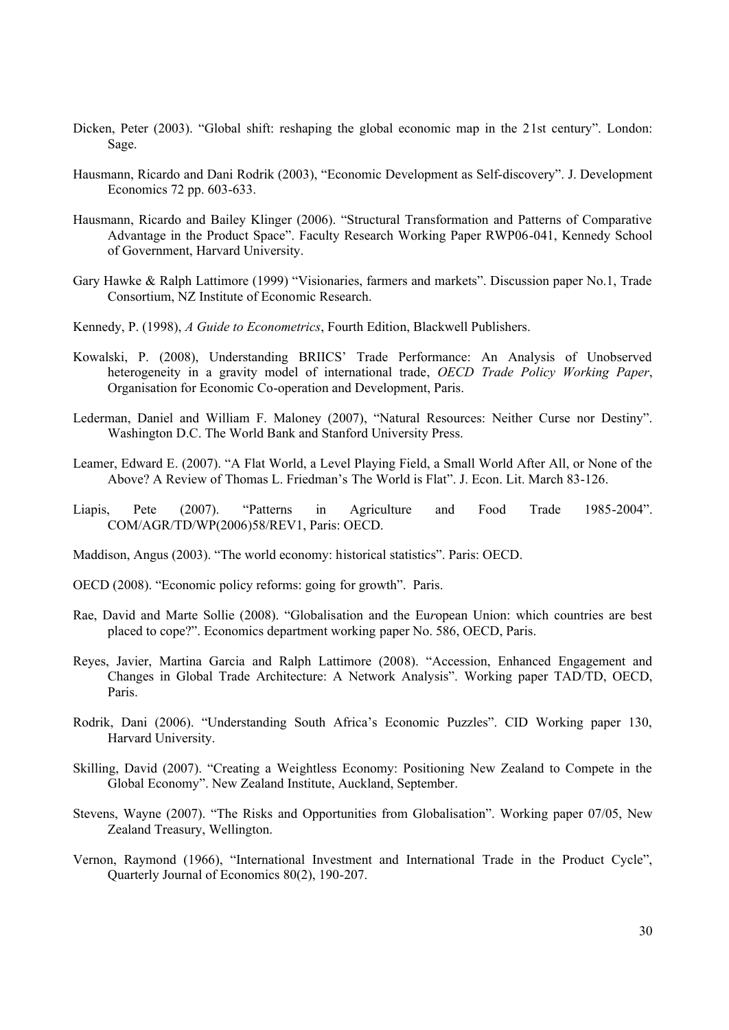Dicken, Peter (2003). "Global shift: reshaping the global economic map in the 21st century". London: Sage.

Hausmann, Ricardo and Dani Rodrik (2003), "Economic Development as Self-discovery". J. Development Economics 72 pp. 603-633.

Hausmann, Ricardo and Bailey Klinger (2006). "Structural Transformation and Patterns of Comparative Advantage in the Product Space". Faculty Research Working Paper RWP06-041, Kennedy School of Government, Harvard University.

Gary Hawke & Ralph Lattimore (1999) "Visionaries, farmers and markets". Discussion paper No.1, Trade Consortium, NZ Institute of Economic Research.

Kennedy, P. (1998), *A Guide to Econometrics*, Fourth Edition, Blackwell Publishers.

Kowalski, P. (2008), Understanding BRIICS' Trade Performance: An Analysis of Unobserved heterogeneity in a gravity model of international trade, *OECD Trade Policy Working Paper*, Organisation for Economic Co-operation and Development, Paris.

Lederman, Daniel and William F. Maloney (2007), "Natural Resources: Neither Curse nor Destiny". Washington D.C. The World Bank and Stanford University Press.

Leamer, Edward E. (2007). "A Flat World, a Level Playing Field, a Small World After All, or None of the Above? A Review of Thomas L. Friedman's The World is Flat". J. Econ. Lit. March 83-126.

Liapis, Pete (2007). "Patterns in Agriculture and Food Trade 1985-2004". COM/AGR/TD/WP(2006)58/REV1, Paris: OECD.

Maddison, Angus (2003). "The world economy: historical statistics". Paris: OECD.

OECD (2008). "Economic policy reforms: going for growth". Paris.

Rae, David and Marte Sollie (2008). "Globalisation and the European Union: which countries are best placed to cope?". Economics department working paper No. 586, OECD, Paris.

Reyes, Javier, Martina Garcia and Ralph Lattimore (2008). "Accession, Enhanced Engagement and Changes in Global Trade Architecture: A Network Analysis". Working paper TAD/TD, OECD, Paris.

Rodrik, Dani (2006). "Understanding South Africa's Economic Puzzles". CID Working paper 130, Harvard University.

Skilling, David (2007). "Creating a Weightless Economy: Positioning New Zealand to Compete in the Global Economy". New Zealand Institute, Auckland, September.

Stevens, Wayne (2007). "The Risks and Opportunities from Globalisation". Working paper 07/05, New Zealand Treasury, Wellington.

Vernon, Raymond (1966), "International Investment and International Trade in the Product Cycle", Quarterly Journal of Economics 80(2), 190-207.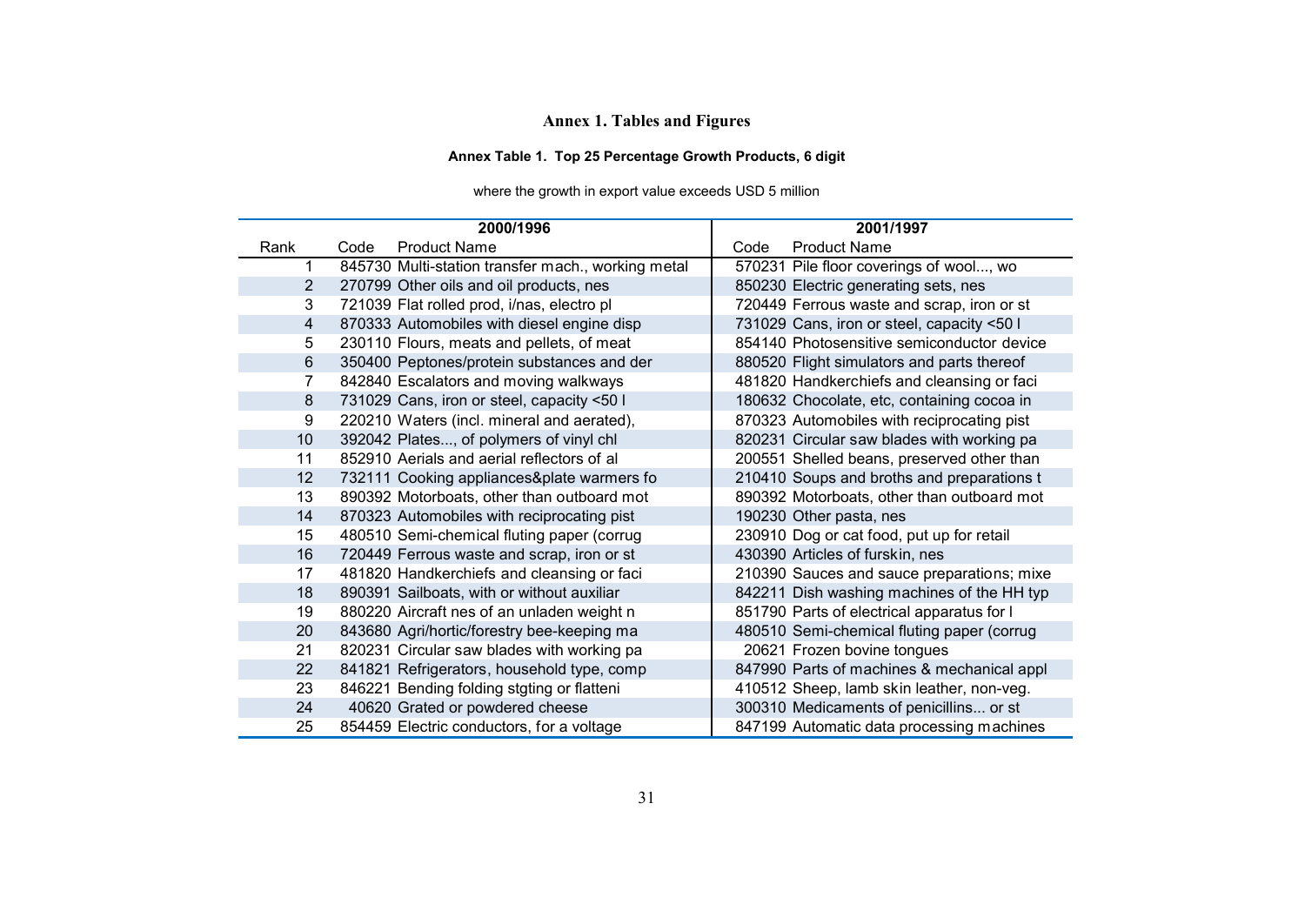# Annex 1. Tables and Figures

### Annex Table 1. Top 25 Percentage Growth Products, 6 digit

where the growth in export value exceeds USD 5 million

| | 2000/1996 | | 2001/1997 | |
|---|---|---|---|---|
| Rank | Code | Product Name | Code | Product Name |
| 1 | 845730 | Multi-station transfer mach., working metal | 570231 | Pile floor coverings of wool..., wo |
| 2 | 270799 | Other oils and oil products, nes | 850230 | Electric generating sets, nes |
| 3 | 721039 | Flat rolled prod, i/nas, electro pl | 720449 | Ferrous waste and scrap, iron or st |
| 4 | 870333 | Automobiles with diesel engine disp | 731029 | Cans, iron or steel, capacity <50 l |
| 5 | 230110 | Flours, meats and pellets, of meat | 854140 | Photosensitive semiconductor device |
| 6 | 350400 | Peptones/protein substances and der | 880520 | Flight simulators and parts thereof |
| 7 | 842840 | Escalators and moving walkways | 481820 | Handkerchiefs and cleansing or faci |
| 8 | 731029 | Cans, iron or steel, capacity <50 l | 180632 | Chocolate, etc, containing cocoa in |
| 9 | 220210 | Waters (incl. mineral and aerated), | 870323 | Automobiles with reciprocating pist |
| 10 | 392042 | Plates..., of polymers of vinyl chl | 820231 | Circular saw blades with working pa |
| 11 | 852910 | Aerials and aerial reflectors of al | 200551 | Shelled beans, preserved other than |
| 12 | 732111 | Cooking appliances&plate warmers fo | 210410 | Soups and broths and preparations t |
| 13 | 890392 | Motorboats, other than outboard mot | 890392 | Motorboats, other than outboard mot |
| 14 | 870323 | Automobiles with reciprocating pist | 190230 | Other pasta, nes |
| 15 | 480510 | Semi-chemical fluting paper (corrug | 230910 | Dog or cat food, put up for retail |
| 16 | 720449 | Ferrous waste and scrap, iron or st | 430390 | Articles of furskin, nes |
| 17 | 481820 | Handkerchiefs and cleansing or faci | 210390 | Sauces and sauce preparations; mixe |
| 18 | 890391 | Sailboats, with or without auxiliar | 842211 | Dish washing machines of the HH typ |
| 19 | 880220 | Aircraft nes of an unladen weight n | 851790 | Parts of electrical apparatus for l |
| 20 | 843680 | Agri/hortic/forestry bee-keeping ma | 480510 | Semi-chemical fluting paper (corrug |
| 21 | 820231 | Circular saw blades with working pa | 20621 | Frozen bovine tongues |
| 22 | 841821 | Refrigerators, household type, comp | 847990 | Parts of machines & mechanical appl |
| 23 | 846221 | Bending folding stgting or flatteni | 410512 | Sheep, lamb skin leather, non-veg. |
| 24 | 40620 | Grated or powdered cheese | 300310 | Medicaments of penicillins... or st |
| 25 | 854459 | Electric conductors, for a voltage | 847199 | Automatic data processing machines |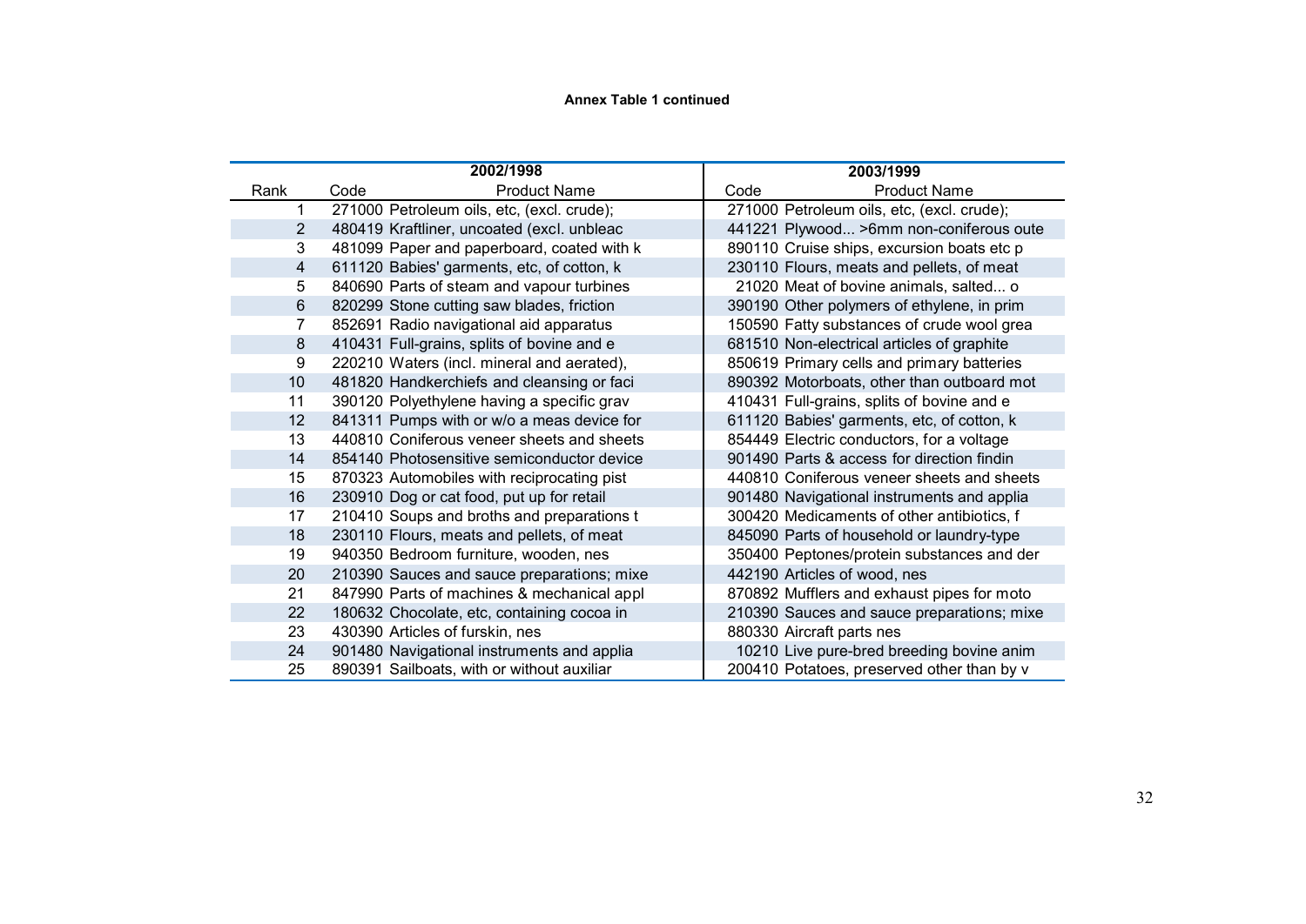**Annex Table 1 continued**

| Rank | 2002/1998 Code | Product Name | 2003/1999 Code | Product Name |
|---|---|---|---|---|
| 1 | 271000 | Petroleum oils, etc, (excl. crude); | 271000 | Petroleum oils, etc, (excl. crude); |
| 2 | 480419 | Kraftliner, uncoated (excl. unbleac | 441221 | Plywood... >6mm non-coniferous oute |
| 3 | 481099 | Paper and paperboard, coated with k | 890110 | Cruise ships, excursion boats etc p |
| 4 | 611120 | Babies' garments, etc, of cotton, k | 230110 | Flours, meats and pellets, of meat |
| 5 | 840690 | Parts of steam and vapour turbines | 21020 | Meat of bovine animals, salted... o |
| 6 | 820299 | Stone cutting saw blades, friction | 390190 | Other polymers of ethylene, in prim |
| 7 | 852691 | Radio navigational aid apparatus | 150590 | Fatty substances of crude wool grea |
| 8 | 410431 | Full-grains, splits of bovine and e | 681510 | Non-electrical articles of graphite |
| 9 | 220210 | Waters (incl. mineral and aerated), | 850619 | Primary cells and primary batteries |
| 10 | 481820 | Handkerchiefs and cleansing or faci | 890392 | Motorboats, other than outboard mot |
| 11 | 390120 | Polyethylene having a specific grav | 410431 | Full-grains, splits of bovine and e |
| 12 | 841311 | Pumps with or w/o a meas device for | 611120 | Babies' garments, etc, of cotton, k |
| 13 | 440810 | Coniferous veneer sheets and sheets | 854449 | Electric conductors, for a voltage |
| 14 | 854140 | Photosensitive semiconductor device | 901490 | Parts & access for direction findin |
| 15 | 870323 | Automobiles with reciprocating pist | 440810 | Coniferous veneer sheets and sheets |
| 16 | 230910 | Dog or cat food, put up for retail | 901480 | Navigational instruments and applia |
| 17 | 210410 | Soups and broths and preparations t | 300420 | Medicaments of other antibiotics, f |
| 18 | 230110 | Flours, meats and pellets, of meat | 845090 | Parts of household or laundry-type |
| 19 | 940350 | Bedroom furniture, wooden, nes | 350400 | Peptones/protein substances and der |
| 20 | 210390 | Sauces and sauce preparations; mixe | 442190 | Articles of wood, nes |
| 21 | 847990 | Parts of machines & mechanical appl | 870892 | Mufflers and exhaust pipes for moto |
| 22 | 180632 | Chocolate, etc, containing cocoa in | 210390 | Sauces and sauce preparations; mixe |
| 23 | 430390 | Articles of furskin, nes | 880330 | Aircraft parts nes |
| 24 | 901480 | Navigational instruments and applia | 10210 | Live pure-bred breeding bovine anim |
| 25 | 890391 | Sailboats, with or without auxiliar | 200410 | Potatoes, preserved other than by v |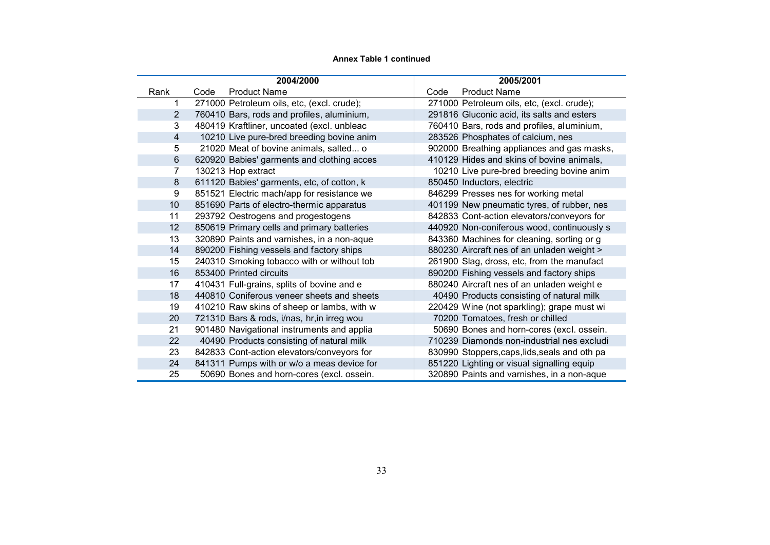**Annex Table 1 continued**

| | 2004/2000 | | 2005/2001 | |
|---|---|---|---|---|
| Rank | Code | Product Name | Code | Product Name |
| 1 | 271000 | Petroleum oils, etc, (excl. crude); | 271000 | Petroleum oils, etc, (excl. crude); |
| 2 | 760410 | Bars, rods and profiles, aluminium, | 291816 | Gluconic acid, its salts and esters |
| 3 | 480419 | Kraftliner, uncoated (excl. unbleac | 760410 | Bars, rods and profiles, aluminium, |
| 4 | 10210 | Live pure-bred breeding bovine anim | 283526 | Phosphates of calcium, nes |
| 5 | 21020 | Meat of bovine animals, salted... o | 902000 | Breathing appliances and gas masks, |
| 6 | 620920 | Babies' garments and clothing acces | 410129 | Hides and skins of bovine animals, |
| 7 | 130213 | Hop extract | 10210 | Live pure-bred breeding bovine anim |
| 8 | 611120 | Babies' garments, etc, of cotton, k | 850450 | Inductors, electric |
| 9 | 851521 | Electric mach/app for resistance we | 846299 | Presses nes for working metal |
| 10 | 851690 | Parts of electro-thermic apparatus | 401199 | New pneumatic tyres, of rubber, nes |
| 11 | 293792 | Oestrogens and progestogens | 842833 | Cont-action elevators/conveyors for |
| 12 | 850619 | Primary cells and primary batteries | 440920 | Non-coniferous wood, continuously s |
| 13 | 320890 | Paints and varnishes, in a non-aque | 843360 | Machines for cleaning, sorting or g |
| 14 | 890200 | Fishing vessels and factory ships | 880230 | Aircraft nes of an unladen weight > |
| 15 | 240310 | Smoking tobacco with or without tob | 261900 | Slag, dross, etc, from the manufact |
| 16 | 853400 | Printed circuits | 890200 | Fishing vessels and factory ships |
| 17 | 410431 | Full-grains, splits of bovine and e | 880240 | Aircraft nes of an unladen weight e |
| 18 | 440810 | Coniferous veneer sheets and sheets | 40490 | Products consisting of natural milk |
| 19 | 410210 | Raw skins of sheep or lambs, with w | 220429 | Wine (not sparkling); grape must wi |
| 20 | 721310 | Bars & rods, i/nas, hr,in irreg wou | 70200 | Tomatoes, fresh or chilled |
| 21 | 901480 | Navigational instruments and applia | 50690 | Bones and horn-cores (excl. ossein. |
| 22 | 40490 | Products consisting of natural milk | 710239 | Diamonds non-industrial nes excludi |
| 23 | 842833 | Cont-action elevators/conveyors for | 830990 | Stoppers,caps,lids,seals and oth pa |
| 24 | 841311 | Pumps with or w/o a meas device for | 851220 | Lighting or visual signalling equip |
| 25 | 50690 | Bones and horn-cores (excl. ossein. | 320890 | Paints and varnishes, in a non-aque |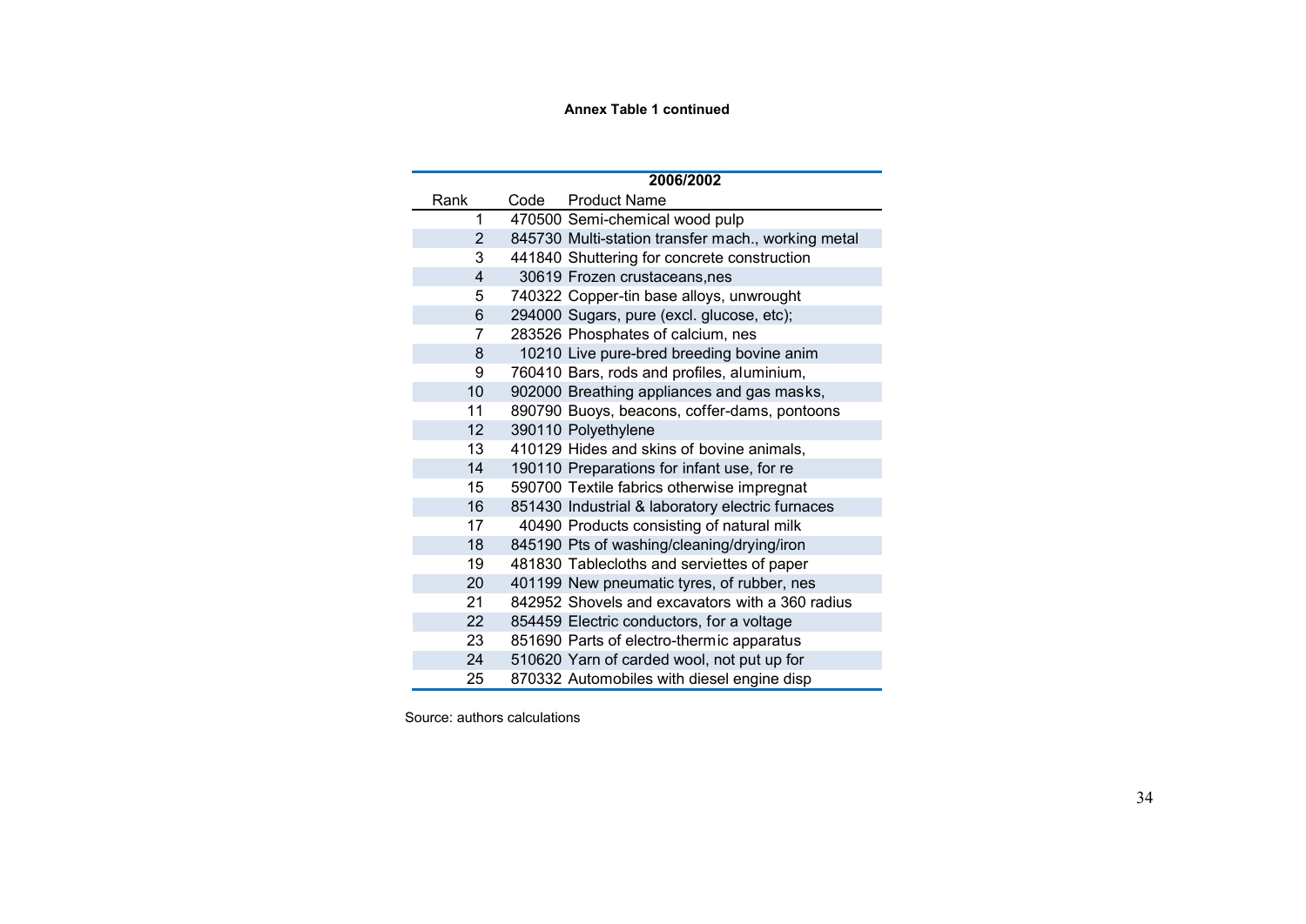**Annex Table 1 continued**

| Rank | Code | Product Name |
|---|---|---|
| | | **2006/2002** |
| 1 | 470500 | Semi-chemical wood pulp |
| 2 | 845730 | Multi-station transfer mach., working metal |
| 3 | 441840 | Shuttering for concrete construction |
| 4 | 30619 | Frozen crustaceans,nes |
| 5 | 740322 | Copper-tin base alloys, unwrought |
| 6 | 294000 | Sugars, pure (excl. glucose, etc); |
| 7 | 283526 | Phosphates of calcium, nes |
| 8 | 10210 | Live pure-bred breeding bovine anim |
| 9 | 760410 | Bars, rods and profiles, aluminium, |
| 10 | 902000 | Breathing appliances and gas masks, |
| 11 | 890790 | Buoys, beacons, coffer-dams, pontoons |
| 12 | 390110 | Polyethylene |
| 13 | 410129 | Hides and skins of bovine animals, |
| 14 | 190110 | Preparations for infant use, for re |
| 15 | 590700 | Textile fabrics otherwise impregnat |
| 16 | 851430 | Industrial & laboratory electric furnaces |
| 17 | 40490 | Products consisting of natural milk |
| 18 | 845190 | Pts of washing/cleaning/drying/iron |
| 19 | 481830 | Tablecloths and serviettes of paper |
| 20 | 401199 | New pneumatic tyres, of rubber, nes |
| 21 | 842952 | Shovels and excavators with a 360 radius |
| 22 | 854459 | Electric conductors, for a voltage |
| 23 | 851690 | Parts of electro-thermic apparatus |
| 24 | 510620 | Yarn of carded wool, not put up for |
| 25 | 870332 | Automobiles with diesel engine disp |

Source: authors calculations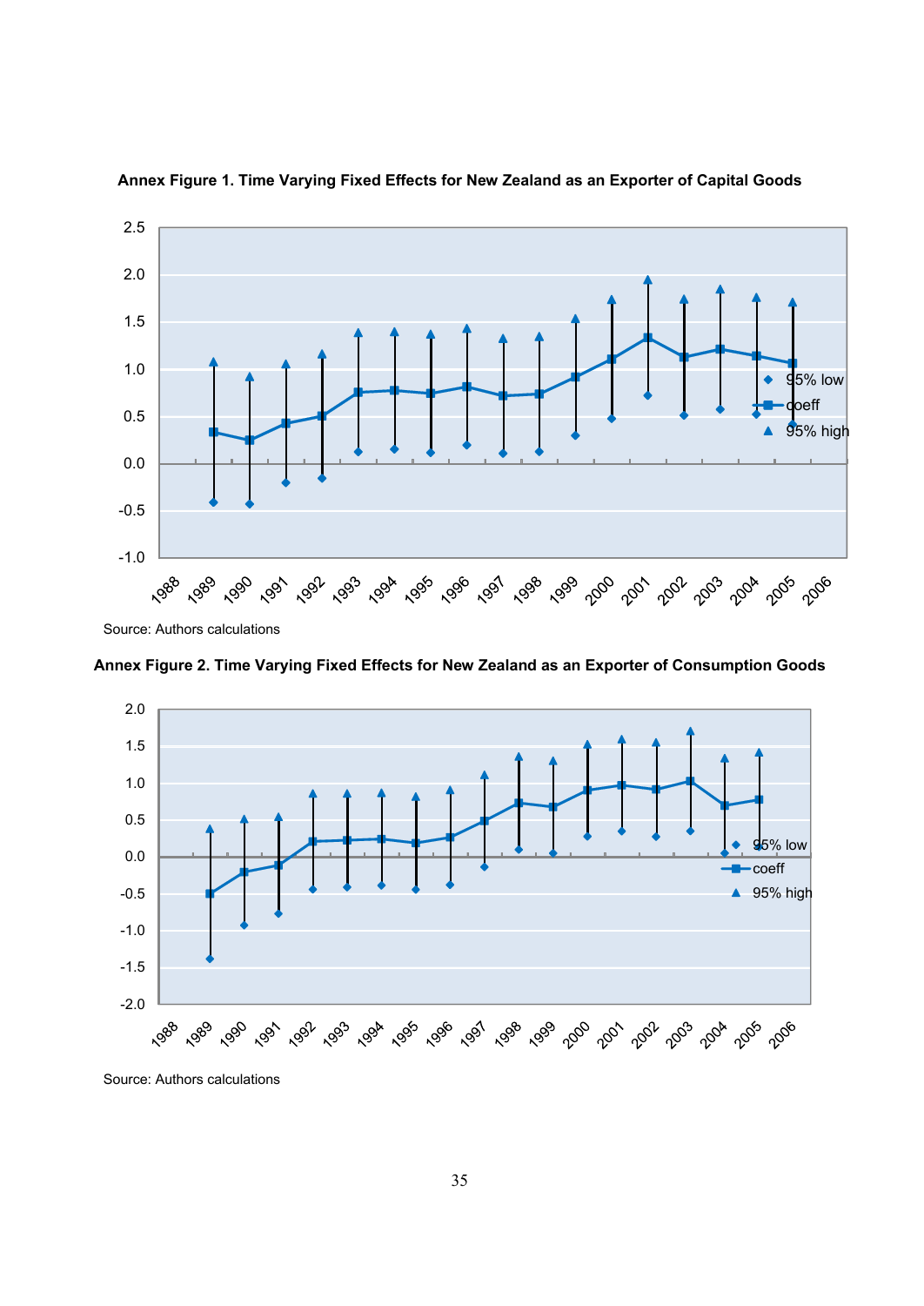**Annex Figure 1. Time Varying Fixed Effects for New Zealand as an Exporter of Capital Goods**

Source: Authors calculations

**Annex Figure 2. Time Varying Fixed Effects for New Zealand as an Exporter of Consumption Goods**

Source: Authors calculations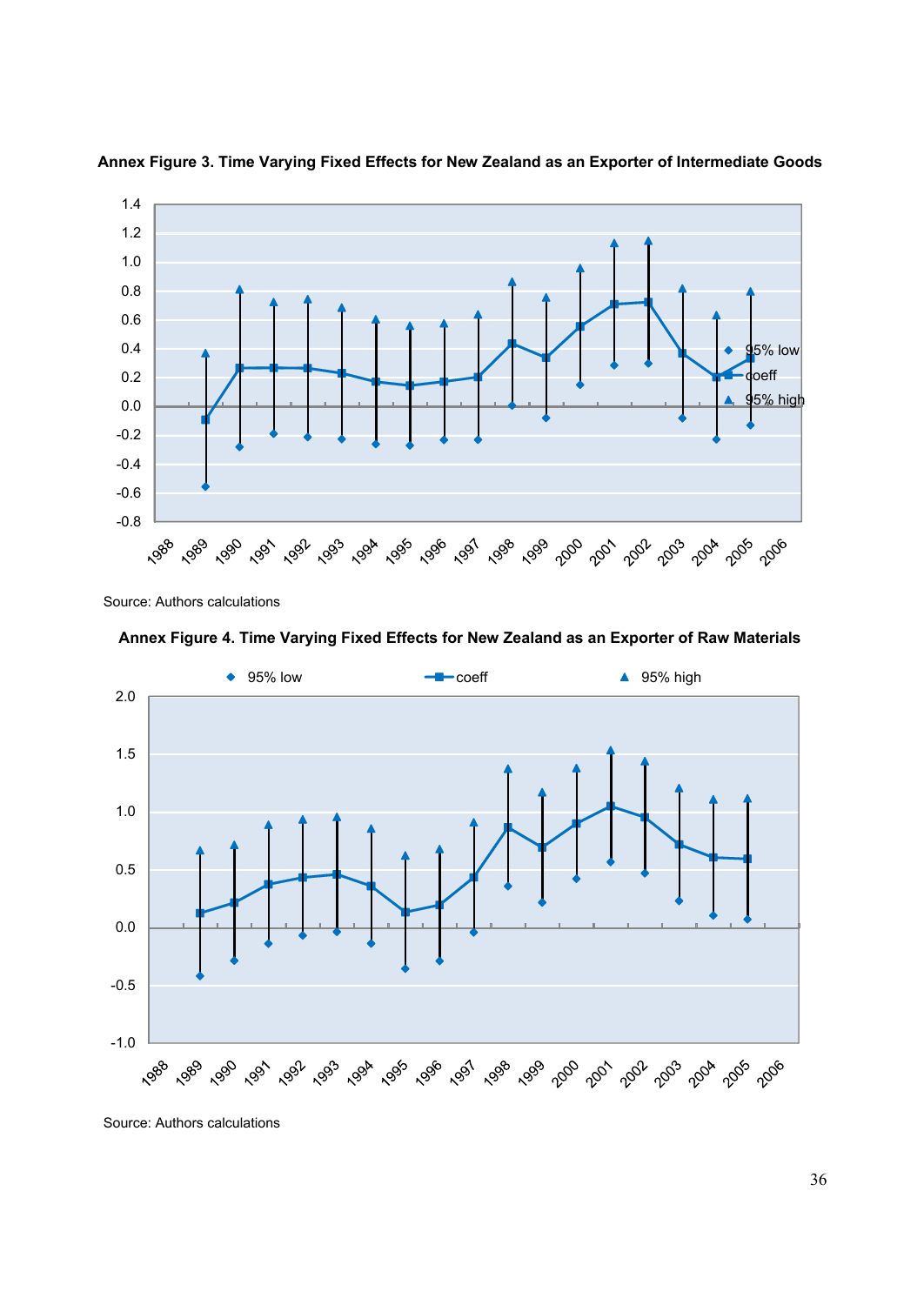**Annex Figure 3. Time Varying Fixed Effects for New Zealand as an Exporter of Intermediate Goods**

1.4
1.2
1.0
0.8
0.6
0.4
0.2
0.0
-0.2
-0.4
-0.6
-0.8

1988 1989 1990 1991 1992 1993 1994 1995 1996 1997 1998 1999 2000 2001 2002 2003 2004 2005 2006

95% low
coeff
95% high

Source: Authors calculations

**Annex Figure 4. Time Varying Fixed Effects for New Zealand as an Exporter of Raw Materials**

95% low
coeff
95% high

2.0
1.5
1.0
0.5
0.0
-0.5
-1.0

1988 1989 1990 1991 1992 1993 1994 1995 1996 1997 1998 1999 2000 2001 2002 2003 2004 2005 2006

Source: Authors calculations